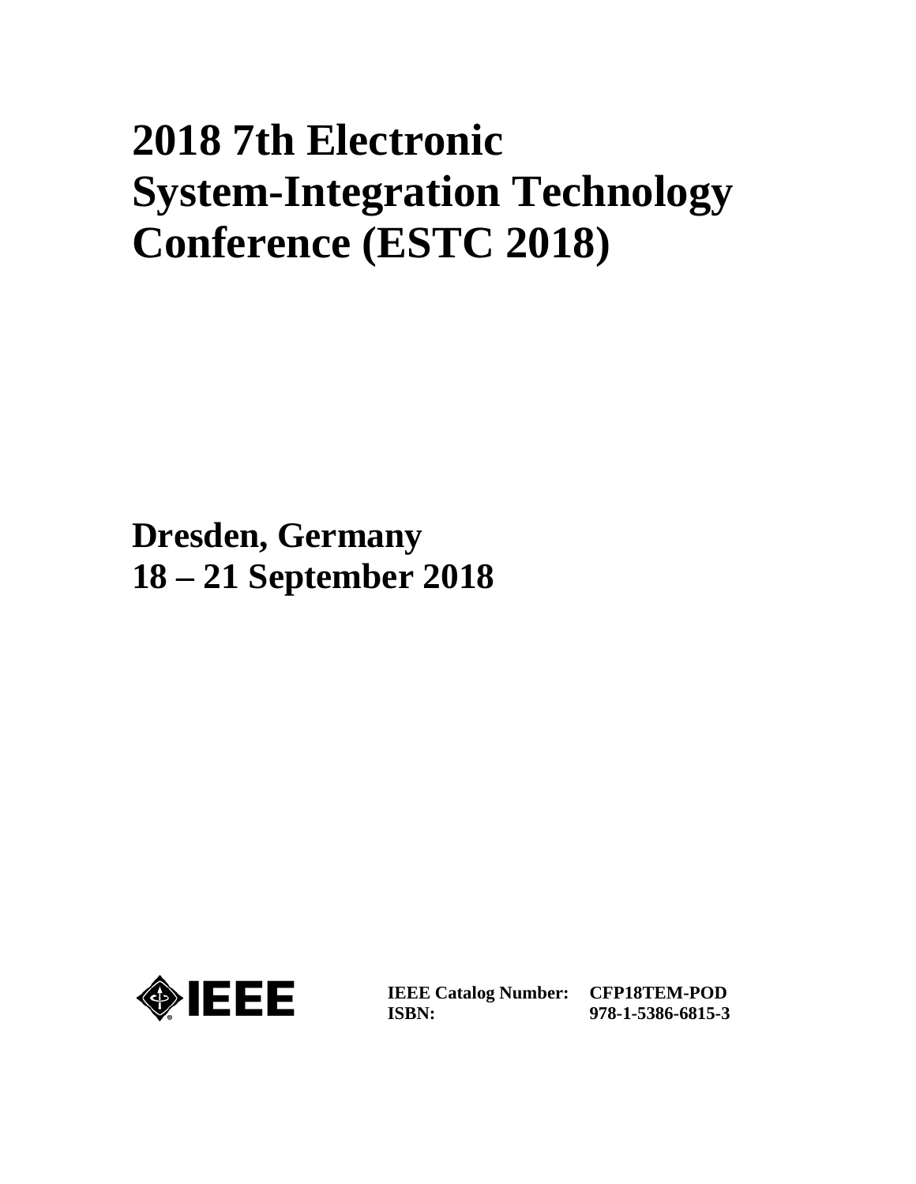# 2018 7th Electronic System-Integration Technology Conference (ESTC 2018)

**Dresden, Germany**
**18 – 21 September 2018**

| | |
|---|---|
| **IEEE Catalog Number:** | **CFP18TEM-POD** |
| **ISBN:** | **978-1-5386-6815-3** |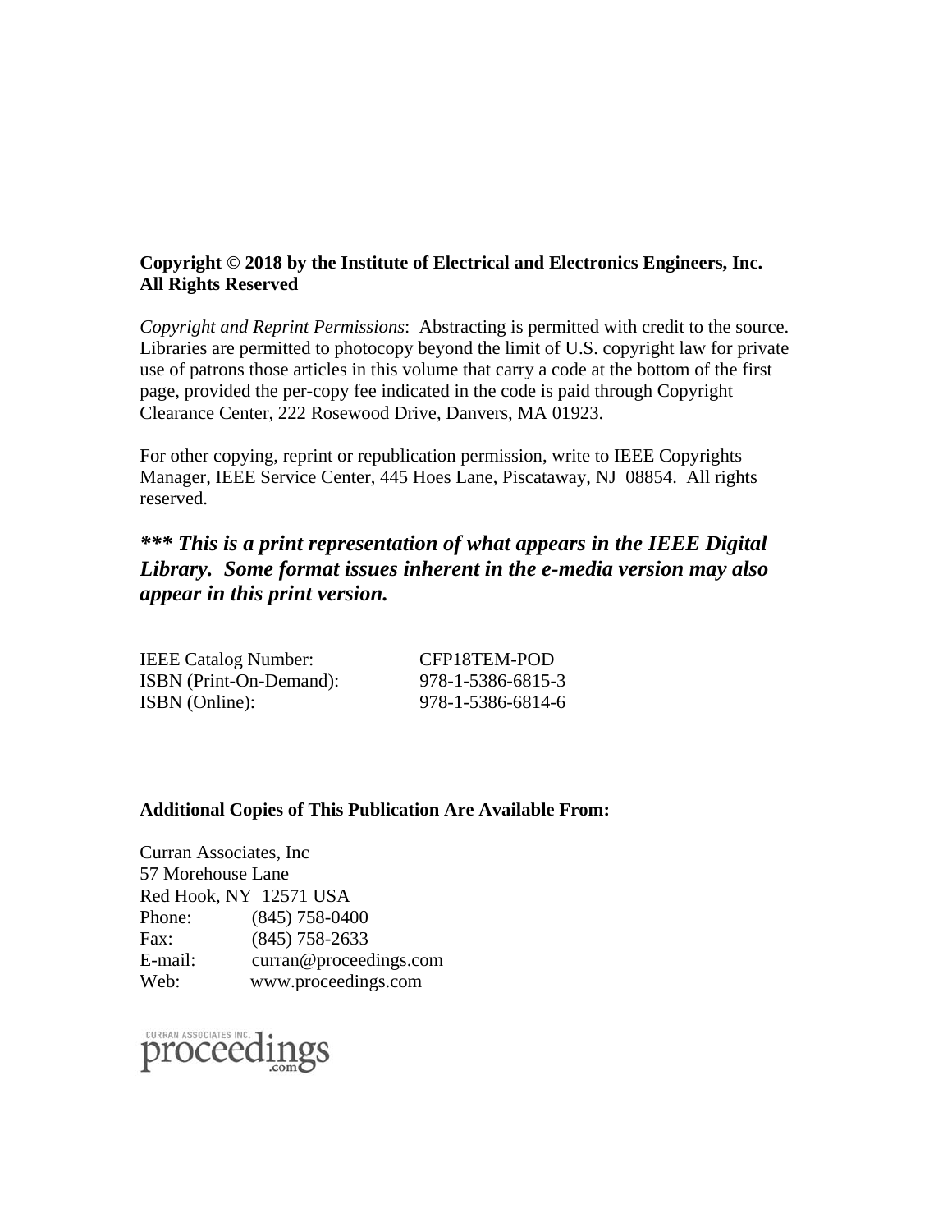**Copyright © 2018 by the Institute of Electrical and Electronics Engineers, Inc.**
**All Rights Reserved**

*Copyright and Reprint Permissions*: Abstracting is permitted with credit to the source. Libraries are permitted to photocopy beyond the limit of U.S. copyright law for private use of patrons those articles in this volume that carry a code at the bottom of the first page, provided the per-copy fee indicated in the code is paid through Copyright Clearance Center, 222 Rosewood Drive, Danvers, MA 01923.

For other copying, reprint or republication permission, write to IEEE Copyrights Manager, IEEE Service Center, 445 Hoes Lane, Piscataway, NJ 08854. All rights reserved.

***\*\*\* This is a print representation of what appears in the IEEE Digital Library. Some format issues inherent in the e-media version may also appear in this print version.***

| | |
|---|---|
| IEEE Catalog Number: | CFP18TEM-POD |
| ISBN (Print-On-Demand): | 978-1-5386-6815-3 |
| ISBN (Online): | 978-1-5386-6814-6 |

**Additional Copies of This Publication Are Available From:**

Curran Associates, Inc
57 Morehouse Lane
Red Hook, NY 12571 USA
Phone: (845) 758-0400
Fax: (845) 758-2633
E-mail: curran@proceedings.com
Web: www.proceedings.com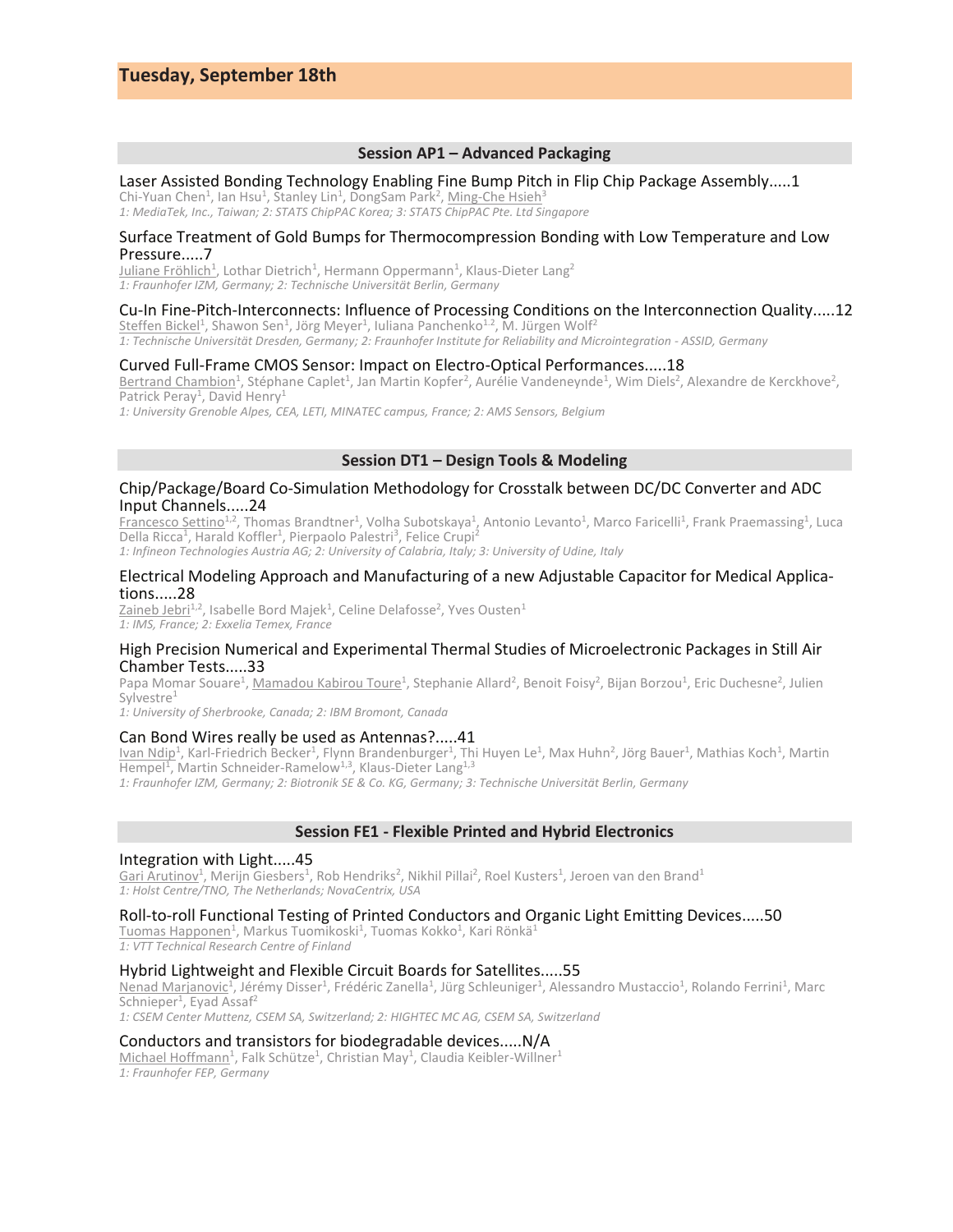# Tuesday, September 18th

## Session AP1 – Advanced Packaging

Laser Assisted Bonding Technology Enabling Fine Bump Pitch in Flip Chip Package Assembly.....1
Chi-Yuan Chen[1], Ian Hsu[1], Stanley Lin[1], DongSam Park[2], Ming-Che Hsieh[3]
*1: MediaTek, Inc., Taiwan; 2: STATS ChipPAC Korea; 3: STATS ChipPAC Pte. Ltd Singapore*

Surface Treatment of Gold Bumps for Thermocompression Bonding with Low Temperature and Low Pressure.....7
Juliane Fröhlich[1], Lothar Dietrich[1], Hermann Oppermann[1], Klaus-Dieter Lang[2]
*1: Fraunhofer IZM, Germany; 2: Technische Universität Berlin, Germany*

Cu-In Fine-Pitch-Interconnects: Influence of Processing Conditions on the Interconnection Quality.....12
Steffen Bickel[1], Shawon Sen[1], Jörg Meyer[1], Iuliana Panchenko[1,2], M. Jürgen Wolf[2]
*1: Technische Universität Dresden, Germany; 2: Fraunhofer Institute for Reliability and Microintegration - ASSID, Germany*

Curved Full-Frame CMOS Sensor: Impact on Electro-Optical Performances.....18
Bertrand Chambion[1], Stéphane Caplet[1], Jan Martin Kopfer[2], Aurélie Vandeneynde[1], Wim Diels[2], Alexandre de Kerckhove[2], Patrick Peray[1], David Henry[1]
*1: University Grenoble Alpes, CEA, LETI, MINATEC campus, France; 2: AMS Sensors, Belgium*

## Session DT1 – Design Tools & Modeling

Chip/Package/Board Co-Simulation Methodology for Crosstalk between DC/DC Converter and ADC Input Channels.....24
Francesco Settino[1,2], Thomas Brandtner[1], Volha Subotskaya[1], Antonio Levanto[1], Marco Faricelli[1], Frank Praemassing[1], Luca Della Ricca[1], Harald Koffler[1], Pierpaolo Palestri[3], Felice Crupi[2]
*1: Infineon Technologies Austria AG; 2: University of Calabria, Italy; 3: University of Udine, Italy*

Electrical Modeling Approach and Manufacturing of a new Adjustable Capacitor for Medical Applications.....28
Zaineb Jebri[1,2], Isabelle Bord Majek[1], Celine Delafosse[2], Yves Ousten[1]
*1: IMS, France; 2: Exxelia Temex, France*

High Precision Numerical and Experimental Thermal Studies of Microelectronic Packages in Still Air Chamber Tests.....33
Papa Momar Souare[1], Mamadou Kabirou Toure[1], Stephanie Allard[2], Benoit Foisy[2], Bijan Borzou[1], Eric Duchesne[2], Julien Sylvestre[1]
*1: University of Sherbrooke, Canada; 2: IBM Bromont, Canada*

Can Bond Wires really be used as Antennas?.....41
Ivan Ndip[1], Karl-Friedrich Becker[1], Flynn Brandenburger[1], Thi Huyen Le[1], Max Huhn[2], Jörg Bauer[1], Mathias Koch[1], Martin Hempel[1], Martin Schneider-Ramelow[1,3], Klaus-Dieter Lang[1,3]
*1: Fraunhofer IZM, Germany; 2: Biotronik SE & Co. KG, Germany; 3: Technische Universität Berlin, Germany*

## Session FE1 - Flexible Printed and Hybrid Electronics

Integration with Light.....45
Gari Arutinov[1], Merijn Giesbers[1], Rob Hendriks[2], Nikhil Pillai[2], Roel Kusters[1], Jeroen van den Brand[1]
*1: Holst Centre/TNO, The Netherlands; NovaCentrix, USA*

Roll-to-roll Functional Testing of Printed Conductors and Organic Light Emitting Devices.....50
Tuomas Happonen[1], Markus Tuomikoski[1], Tuomas Kokko[1], Kari Rönkä[1]
*1: VTT Technical Research Centre of Finland*

Hybrid Lightweight and Flexible Circuit Boards for Satellites.....55
Nenad Marjanovic[1], Jérémy Disser[1], Frédéric Zanella[1], Jürg Schleuniger[1], Alessandro Mustaccio[1], Rolando Ferrini[1], Marc Schnieper[1], Eyad Assaf[2]
*1: CSEM Center Muttenz, CSEM SA, Switzerland; 2: HIGHTEC MC AG, CSEM SA, Switzerland*

Conductors and transistors for biodegradable devices.....N/A
Michael Hoffmann[1], Falk Schütze[1], Christian May[1], Claudia Keibler-Willner[1]
*1: Fraunhofer FEP, Germany*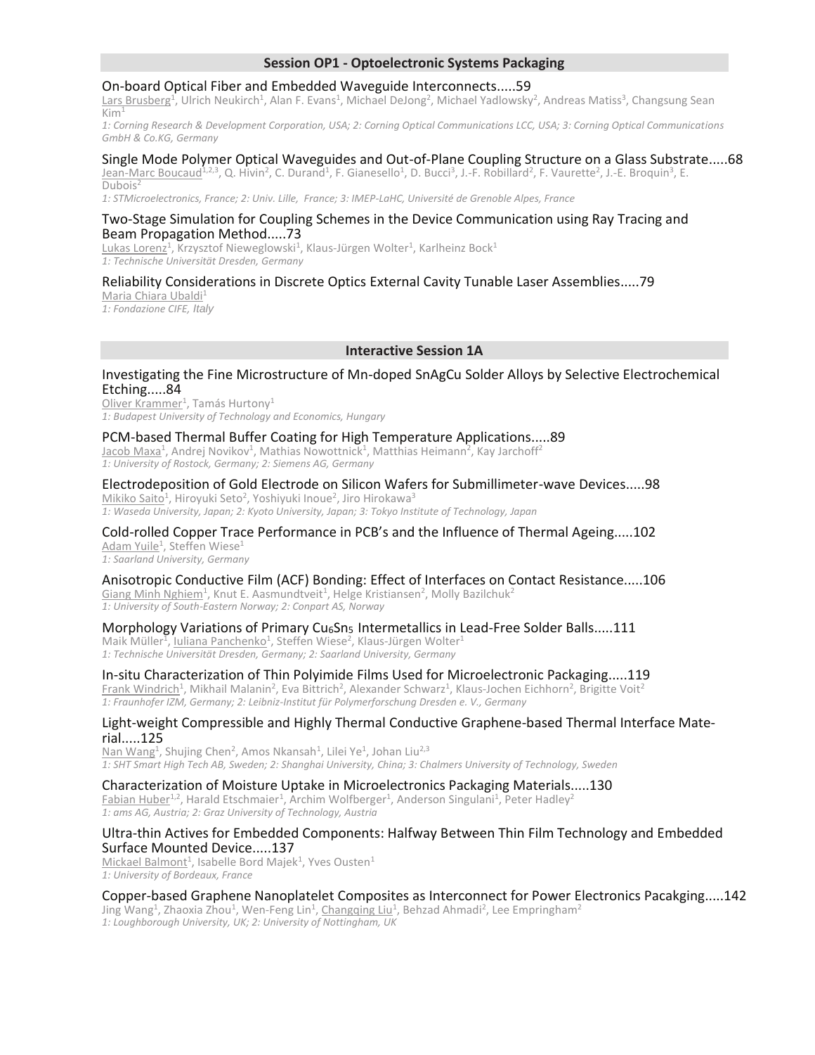## Session OP1 - Optoelectronic Systems Packaging

On-board Optical Fiber and Embedded Waveguide Interconnects.....59

Lars Brusberg[1], Ulrich Neukirch[1], Alan F. Evans[1], Michael DeJong[2], Michael Yadlowsky[2], Andreas Matiss[3], Changsung Sean Kim[1]

*1: Corning Research & Development Corporation, USA; 2: Corning Optical Communications LCC, USA; 3: Corning Optical Communications GmbH & Co.KG, Germany*

Single Mode Polymer Optical Waveguides and Out-of-Plane Coupling Structure on a Glass Substrate.....68

Jean-Marc Boucaud[1,2,3], Q. Hivin[2], C. Durand[1], F. Gianesello[1], D. Bucci[3], J.-F. Robillard[2], F. Vaurette[2], J.-E. Broquin[3], E. Dubois[2]

*1: STMicroelectronics, France; 2: Univ. Lille, France; 3: IMEP-LaHC, Université de Grenoble Alpes, France*

Two-Stage Simulation for Coupling Schemes in the Device Communication using Ray Tracing and Beam Propagation Method.....73

Lukas Lorenz[1], Krzysztof Nieweglowski[1], Klaus-Jürgen Wolter[1], Karlheinz Bock[1]

*1: Technische Universität Dresden, Germany*

Reliability Considerations in Discrete Optics External Cavity Tunable Laser Assemblies.....79

Maria Chiara Ubaldi[1]

*1: Fondazione CIFE, Italy*

## Interactive Session 1A

Investigating the Fine Microstructure of Mn-doped SnAgCu Solder Alloys by Selective Electrochemical Etching.....84

Oliver Krammer[1], Tamás Hurtony[1]

*1: Budapest University of Technology and Economics, Hungary*

PCM-based Thermal Buffer Coating for High Temperature Applications.....89

Jacob Maxa[1], Andrej Novikov[1], Mathias Nowottnick[1], Matthias Heimann[2], Kay Jarchoff[2]

*1: University of Rostock, Germany; 2: Siemens AG, Germany*

Electrodeposition of Gold Electrode on Silicon Wafers for Submillimeter-wave Devices.....98

Mikiko Saito[1], Hiroyuki Seto[2], Yoshiyuki Inoue[2], Jiro Hirokawa[3]

*1: Waseda University, Japan; 2: Kyoto University, Japan; 3: Tokyo Institute of Technology, Japan*

Cold-rolled Copper Trace Performance in PCB's and the Influence of Thermal Ageing.....102

Adam Yuile[1], Steffen Wiese[1]

*1: Saarland University, Germany*

Anisotropic Conductive Film (ACF) Bonding: Effect of Interfaces on Contact Resistance.....106

Giang Minh Nghiem[1], Knut E. Aasmundtveit[1], Helge Kristiansen[2], Molly Bazilchuk[2]

*1: University of South-Eastern Norway; 2: Conpart AS, Norway*

Morphology Variations of Primary $Cu_6Sn_5$ Intermetallics in Lead-Free Solder Balls.....111

Maik Müller[1], Iuliana Panchenko[1], Steffen Wiese[2], Klaus-Jürgen Wolter[1]

*1: Technische Universität Dresden, Germany; 2: Saarland University, Germany*

In-situ Characterization of Thin Polyimide Films Used for Microelectronic Packaging.....119

Frank Windrich[1], Mikhail Malanin[2], Eva Bittrich[2], Alexander Schwarz[1], Klaus-Jochen Eichhorn[2], Brigitte Voit[2]

*1: Fraunhofer IZM, Germany; 2: Leibniz-Institut für Polymerforschung Dresden e. V., Germany*

Light-weight Compressible and Highly Thermal Conductive Graphene-based Thermal Interface Material.....125

Nan Wang[1], Shujing Chen[2], Amos Nkansah[1], Lilei Ye[1], Johan Liu[2,3]

*1: SHT Smart High Tech AB, Sweden; 2: Shanghai University, China; 3: Chalmers University of Technology, Sweden*

Characterization of Moisture Uptake in Microelectronics Packaging Materials.....130

Fabian Huber[1,2], Harald Etschmaier[1], Archim Wolfberger[1], Anderson Singulani[1], Peter Hadley[2]

*1: ams AG, Austria; 2: Graz University of Technology, Austria*

Ultra-thin Actives for Embedded Components: Halfway Between Thin Film Technology and Embedded Surface Mounted Device.....137

Mickael Balmont[1], Isabelle Bord Majek[1], Yves Ousten[1]

*1: University of Bordeaux, France*

Copper-based Graphene Nanoplatelet Composites as Interconnect for Power Electronics Pacakging.....142

Jing Wang[1], Zhaoxia Zhou[1], Wen-Feng Lin[1], Changqing Liu[1], Behzad Ahmadi[2], Lee Empringham[2]

*1: Loughborough University, UK; 2: University of Nottingham, UK*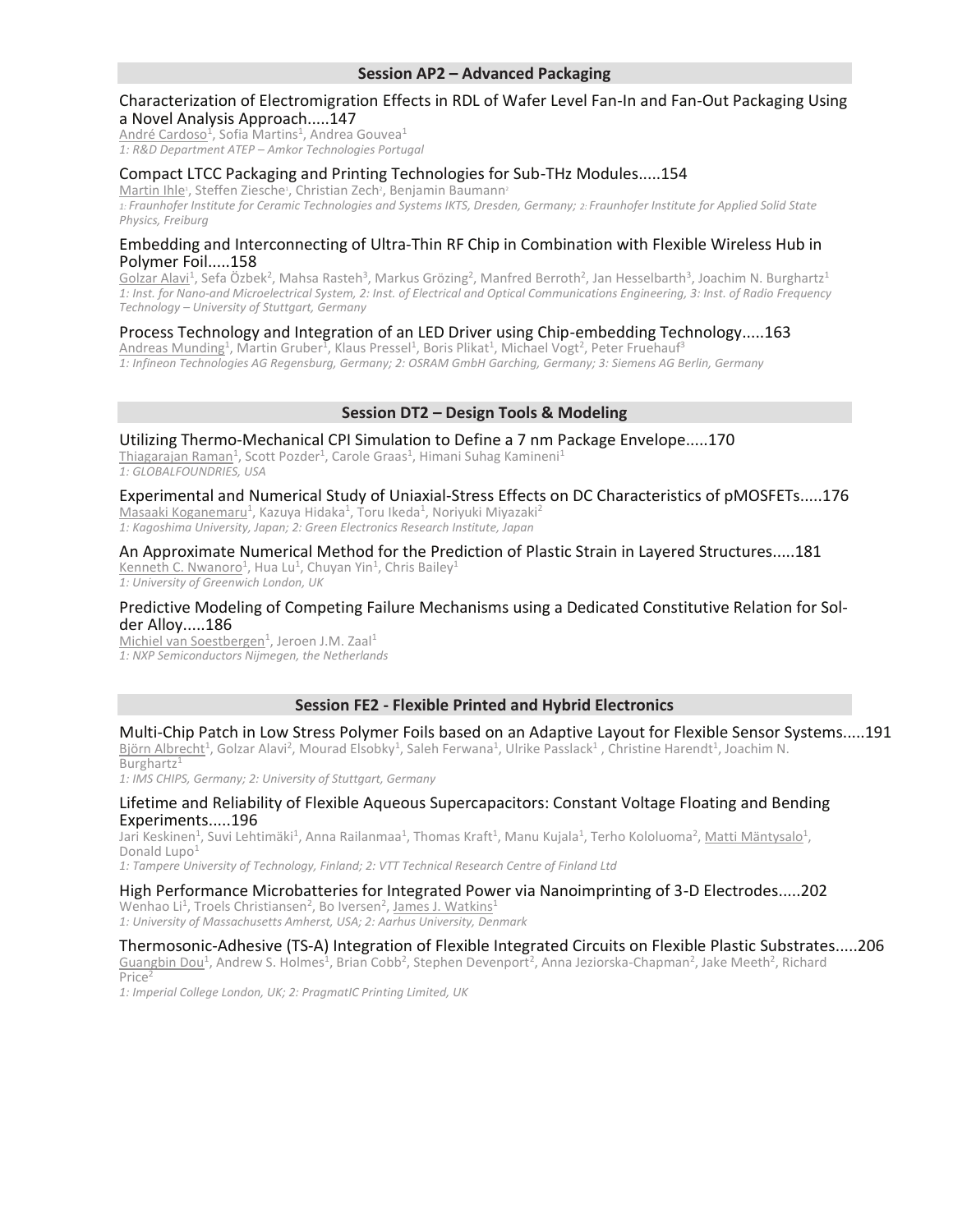## Session AP2 – Advanced Packaging

Characterization of Electromigration Effects in RDL of Wafer Level Fan-In and Fan-Out Packaging Using a Novel Analysis Approach.....147
André Cardoso[1], Sofia Martins[1], Andrea Gouvea[1]
*1: R&D Department ATEP – Amkor Technologies Portugal*

Compact LTCC Packaging and Printing Technologies for Sub-THz Modules.....154
Martin Ihle[1], Steffen Ziesche[1], Christian Zech[2], Benjamin Baumann[2]
*1: Fraunhofer Institute for Ceramic Technologies and Systems IKTS, Dresden, Germany; 2: Fraunhofer Institute for Applied Solid State Physics, Freiburg*

Embedding and Interconnecting of Ultra-Thin RF Chip in Combination with Flexible Wireless Hub in Polymer Foil.....158
Golzar Alavi[1], Sefa Özbek[2], Mahsa Rasteh[3], Markus Grözing[2], Manfred Berroth[2], Jan Hesselbarth[3], Joachim N. Burghartz[1]
*1: Inst. for Nano-and Microelectrical System, 2: Inst. of Electrical and Optical Communications Engineering, 3: Inst. of Radio Frequency Technology – University of Stuttgart, Germany*

Process Technology and Integration of an LED Driver using Chip-embedding Technology.....163
Andreas Munding[1], Martin Gruber[1], Klaus Pressel[1], Boris Plikat[1], Michael Vogt[2], Peter Fruehauf[3]
*1: Infineon Technologies AG Regensburg, Germany; 2: OSRAM GmbH Garching, Germany; 3: Siemens AG Berlin, Germany*

## Session DT2 – Design Tools & Modeling

Utilizing Thermo-Mechanical CPI Simulation to Define a 7 nm Package Envelope.....170
Thiagarajan Raman[1], Scott Pozder[1], Carole Graas[1], Himani Suhag Kamineni[1]
*1: GLOBALFOUNDRIES, USA*

Experimental and Numerical Study of Uniaxial-Stress Effects on DC Characteristics of pMOSFETs.....176
Masaaki Koganemaru[1], Kazuya Hidaka[1], Toru Ikeda[1], Noriyuki Miyazaki[2]
*1: Kagoshima University, Japan; 2: Green Electronics Research Institute, Japan*

An Approximate Numerical Method for the Prediction of Plastic Strain in Layered Structures.....181
Kenneth C. Nwanoro[1], Hua Lu[1], Chuyan Yin[1], Chris Bailey[1]
*1: University of Greenwich London, UK*

Predictive Modeling of Competing Failure Mechanisms using a Dedicated Constitutive Relation for Solder Alloy.....186
Michiel van Soestbergen[1], Jeroen J.M. Zaal[1]
*1: NXP Semiconductors Nijmegen, the Netherlands*

## Session FE2 - Flexible Printed and Hybrid Electronics

Multi-Chip Patch in Low Stress Polymer Foils based on an Adaptive Layout for Flexible Sensor Systems.....191
Björn Albrecht[1], Golzar Alavi[2], Mourad Elsobky[1], Saleh Ferwana[1], Ulrike Passlack[1] , Christine Harendt[1], Joachim N. Burghartz[1]
*1: IMS CHIPS, Germany; 2: University of Stuttgart, Germany*

Lifetime and Reliability of Flexible Aqueous Supercapacitors: Constant Voltage Floating and Bending Experiments.....196
Jari Keskinen[1], Suvi Lehtimäki[1], Anna Railanmaa[1], Thomas Kraft[1], Manu Kujala[1], Terho Kololuoma[2], Matti Mäntysalo[1], Donald Lupo[1]
*1: Tampere University of Technology, Finland; 2: VTT Technical Research Centre of Finland Ltd*

High Performance Microbatteries for Integrated Power via Nanoimprinting of 3-D Electrodes.....202
Wenhao Li[1], Troels Christiansen[2], Bo Iversen[2], James J. Watkins[1]
*1: University of Massachusetts Amherst, USA; 2: Aarhus University, Denmark*

Thermosonic-Adhesive (TS-A) Integration of Flexible Integrated Circuits on Flexible Plastic Substrates.....206
Guangbin Dou[1], Andrew S. Holmes[1], Brian Cobb[2], Stephen Devenport[2], Anna Jeziorska-Chapman[2], Jake Meeth[2], Richard Price[2]
*1: Imperial College London, UK; 2: PragmatIC Printing Limited, UK*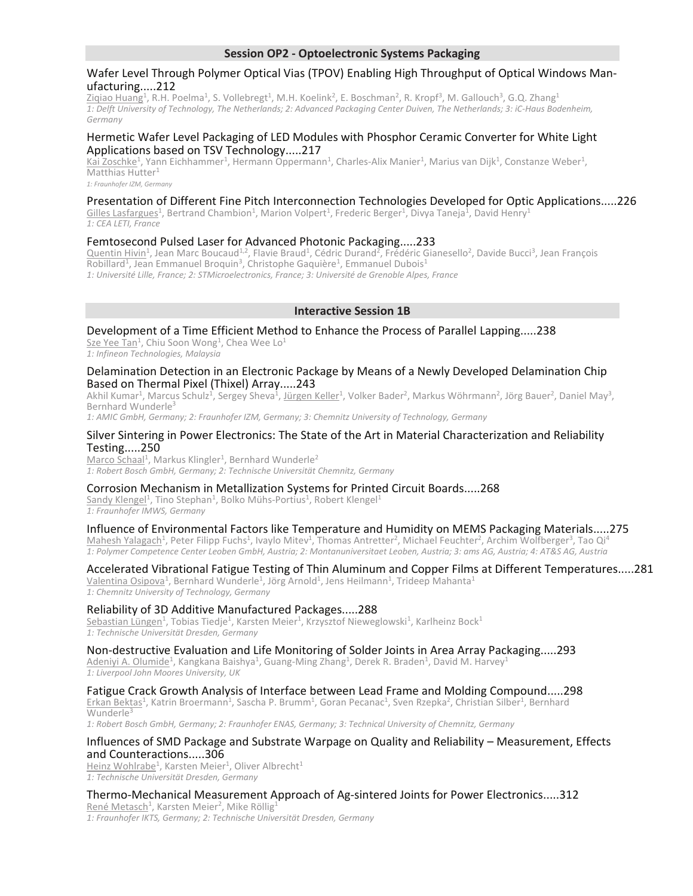## Session OP2 - Optoelectronic Systems Packaging

### Wafer Level Through Polymer Optical Vias (TPOV) Enabling High Throughput of Optical Windows Manufacturing.....212

Ziqiao Huang[1], R.H. Poelma[1], S. Vollebregt[1], M.H. Koelink[2], E. Boschman[2], R. Kropf[3], M. Gallouch[3], G.Q. Zhang[1]

*1: Delft University of Technology, The Netherlands; 2: Advanced Packaging Center Duiven, The Netherlands; 3: iC-Haus Bodenheim, Germany*

### Hermetic Wafer Level Packaging of LED Modules with Phosphor Ceramic Converter for White Light Applications based on TSV Technology.....217

Kai Zoschke[1], Yann Eichhammer[1], Hermann Oppermann[1], Charles-Alix Manier[1], Marius van Dijk[1], Constanze Weber[1], Matthias Hutter[1]

*1: Fraunhofer IZM, Germany*

### Presentation of Different Fine Pitch Interconnection Technologies Developed for Optic Applications.....226

Gilles Lasfargues[1], Bertrand Chambion[1], Marion Volpert[1], Frederic Berger[1], Divya Taneja[1], David Henry[1]

*1: CEA LETI, France*

### Femtosecond Pulsed Laser for Advanced Photonic Packaging.....233

Quentin Hivin[1], Jean Marc Boucaud[1,2], Flavie Braud[1], Cédric Durand[2], Frédéric Gianesello[2], Davide Bucci[3], Jean François Robillard[1], Jean Emmanuel Broquin[3], Christophe Gaquière[1], Emmanuel Dubois[1]

*1: Université Lille, France; 2: STMicroelectronics, France; 3: Université de Grenoble Alpes, France*

## Interactive Session 1B

### Development of a Time Efficient Method to Enhance the Process of Parallel Lapping.....238

Sze Yee Tan[1], Chiu Soon Wong[1], Chea Wee Lo[1]

*1: Infineon Technologies, Malaysia*

### Delamination Detection in an Electronic Package by Means of a Newly Developed Delamination Chip Based on Thermal Pixel (Thixel) Array.....243

Akhil Kumar[1], Marcus Schulz[1], Sergey Sheva[1], Jürgen Keller[1], Volker Bader[2], Markus Wöhrmann[2], Jörg Bauer[2], Daniel May[3], Bernhard Wunderle[3]

*1: AMIC GmbH, Germany; 2: Fraunhofer IZM, Germany; 3: Chemnitz University of Technology, Germany*

### Silver Sintering in Power Electronics: The State of the Art in Material Characterization and Reliability Testing.....250

Marco Schaal[1], Markus Klingler[1], Bernhard Wunderle[2]

*1: Robert Bosch GmbH, Germany; 2: Technische Universität Chemnitz, Germany*

### Corrosion Mechanism in Metallization Systems for Printed Circuit Boards.....268

Sandy Klengel[1], Tino Stephan[1], Bolko Mühs-Portius[1], Robert Klengel[1]

*1: Fraunhofer IMWS, Germany*

### Influence of Environmental Factors like Temperature and Humidity on MEMS Packaging Materials.....275

Mahesh Yalagach[1], Peter Filipp Fuchs[1], Ivaylo Mitev[1], Thomas Antretter[2], Michael Feuchter[2], Archim Wolfberger[3], Tao Qi[4]

*1: Polymer Competence Center Leoben GmbH, Austria; 2: Montanuniversitaet Leoben, Austria; 3: ams AG, Austria; 4: AT&S AG, Austria*

### Accelerated Vibrational Fatigue Testing of Thin Aluminum and Copper Films at Different Temperatures.....281

Valentina Osipova[1], Bernhard Wunderle[1], Jörg Arnold[1], Jens Heilmann[1], Trideep Mahanta[1]

*1: Chemnitz University of Technology, Germany*

### Reliability of 3D Additive Manufactured Packages.....288

Sebastian Lüngen[1], Tobias Tiedje[1], Karsten Meier[1], Krzysztof Nieweglowski[1], Karlheinz Bock[1]

*1: Technische Universität Dresden, Germany*

### Non-destructive Evaluation and Life Monitoring of Solder Joints in Area Array Packaging.....293

Adeniyi A. Olumide[1], Kangkana Baishya[1], Guang-Ming Zhang[1], Derek R. Braden[1], David M. Harvey[1]

*1: Liverpool John Moores University, UK*

### Fatigue Crack Growth Analysis of Interface between Lead Frame and Molding Compound.....298

Erkan Bektas[1], Katrin Broermann[1], Sascha P. Brumm[1], Goran Pecanac[1], Sven Rzepka[2], Christian Silber[1], Bernhard Wunderle[3]

*1: Robert Bosch GmbH, Germany; 2: Fraunhofer ENAS, Germany; 3: Technical University of Chemnitz, Germany*

### Influences of SMD Package and Substrate Warpage on Quality and Reliability – Measurement, Effects and Counteractions.....306

Heinz Wohlrabe[1], Karsten Meier[1], Oliver Albrecht[1]

*1: Technische Universität Dresden, Germany*

### Thermo-Mechanical Measurement Approach of Ag-sintered Joints for Power Electronics.....312

René Metasch[1], Karsten Meier[2], Mike Röllig[1]

*1: Fraunhofer IKTS, Germany; 2: Technische Universität Dresden, Germany*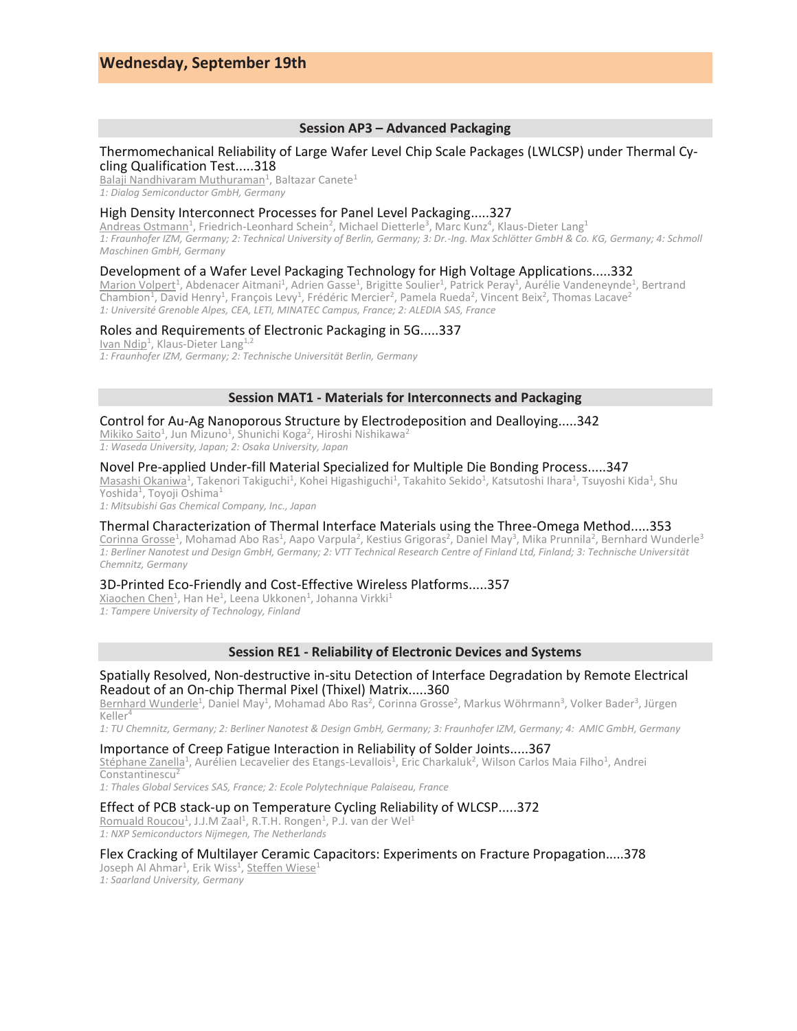# Wednesday, September 19th

## Session AP3 – Advanced Packaging

### Thermomechanical Reliability of Large Wafer Level Chip Scale Packages (LWLCSP) under Thermal Cycling Qualification Test.....318

Balaji Nandhivaram Muthuraman[1], Baltazar Canete[1]

*1: Dialog Semiconductor GmbH, Germany*

### High Density Interconnect Processes for Panel Level Packaging.....327

Andreas Ostmann[1], Friedrich-Leonhard Schein[2], Michael Dietterle[3], Marc Kunz[4], Klaus-Dieter Lang[1]

*1: Fraunhofer IZM, Germany; 2: Technical University of Berlin, Germany; 3: Dr.-Ing. Max Schlötter GmbH & Co. KG, Germany; 4: Schmoll Maschinen GmbH, Germany*

### Development of a Wafer Level Packaging Technology for High Voltage Applications.....332

Marion Volpert[1], Abdenacer Aitmani[1], Adrien Gasse[1], Brigitte Soulier[1], Patrick Peray[1], Aurélie Vandeneynde[1], Bertrand Chambion[1], David Henry[1], François Levy[1], Frédéric Mercier[2], Pamela Rueda[2], Vincent Beix[2], Thomas Lacave[2]

*1: Université Grenoble Alpes, CEA, LETI, MINATEC Campus, France; 2: ALEDIA SAS, France*

### Roles and Requirements of Electronic Packaging in 5G.....337

Ivan Ndip[1], Klaus-Dieter Lang[1,2]

*1: Fraunhofer IZM, Germany; 2: Technische Universität Berlin, Germany*

## Session MAT1 - Materials for Interconnects and Packaging

### Control for Au-Ag Nanoporous Structure by Electrodeposition and Dealloying.....342

Mikiko Saito[1], Jun Mizuno[1], Shunichi Koga[2], Hiroshi Nishikawa[2]

*1: Waseda University, Japan; 2: Osaka University, Japan*

### Novel Pre-applied Under-fill Material Specialized for Multiple Die Bonding Process.....347

Masashi Okaniwa[1], Takenori Takiguchi[1], Kohei Higashiguchi[1], Takahito Sekido[1], Katsutoshi Ihara[1], Tsuyoshi Kida[1], Shu Yoshida[1], Toyoji Oshima[1]

*1: Mitsubishi Gas Chemical Company, Inc., Japan*

### Thermal Characterization of Thermal Interface Materials using the Three-Omega Method.....353

Corinna Grosse[1], Mohamad Abo Ras[1], Aapo Varpula[2], Kestius Grigoras[2], Daniel May[3], Mika Prunnila[2], Bernhard Wunderle[3]

*1: Berliner Nanotest und Design GmbH, Germany; 2: VTT Technical Research Centre of Finland Ltd, Finland; 3: Technische Universität Chemnitz, Germany*

### 3D-Printed Eco-Friendly and Cost-Effective Wireless Platforms.....357

Xiaochen Chen[1], Han He[1], Leena Ukkonen[1], Johanna Virkki[1]

*1: Tampere University of Technology, Finland*

## Session RE1 - Reliability of Electronic Devices and Systems

### Spatially Resolved, Non-destructive in-situ Detection of Interface Degradation by Remote Electrical Readout of an On-chip Thermal Pixel (Thixel) Matrix.....360

Bernhard Wunderle[1], Daniel May[1], Mohamad Abo Ras[2], Corinna Grosse[2], Markus Wöhrmann[3], Volker Bader[3], Jürgen Keller[4]

*1: TU Chemnitz, Germany; 2: Berliner Nanotest & Design GmbH, Germany; 3: Fraunhofer IZM, Germany; 4: AMIC GmbH, Germany*

### Importance of Creep Fatigue Interaction in Reliability of Solder Joints.....367

Stéphane Zanella[1], Aurélien Lecavelier des Etangs-Levallois[1], Eric Charkaluk[2], Wilson Carlos Maia Filho[1], Andrei Constantinescu[2]

*1: Thales Global Services SAS, France; 2: Ecole Polytechnique Palaiseau, France*

### Effect of PCB stack-up on Temperature Cycling Reliability of WLCSP.....372

Romuald Roucou[1], J.J.M Zaal[1], R.T.H. Rongen[1], P.J. van der Wel[1]

*1: NXP Semiconductors Nijmegen, The Netherlands*

### Flex Cracking of Multilayer Ceramic Capacitors: Experiments on Fracture Propagation.....378

Joseph Al Ahmar[1], Erik Wiss[1], Steffen Wiese[1]

*1: Saarland University, Germany*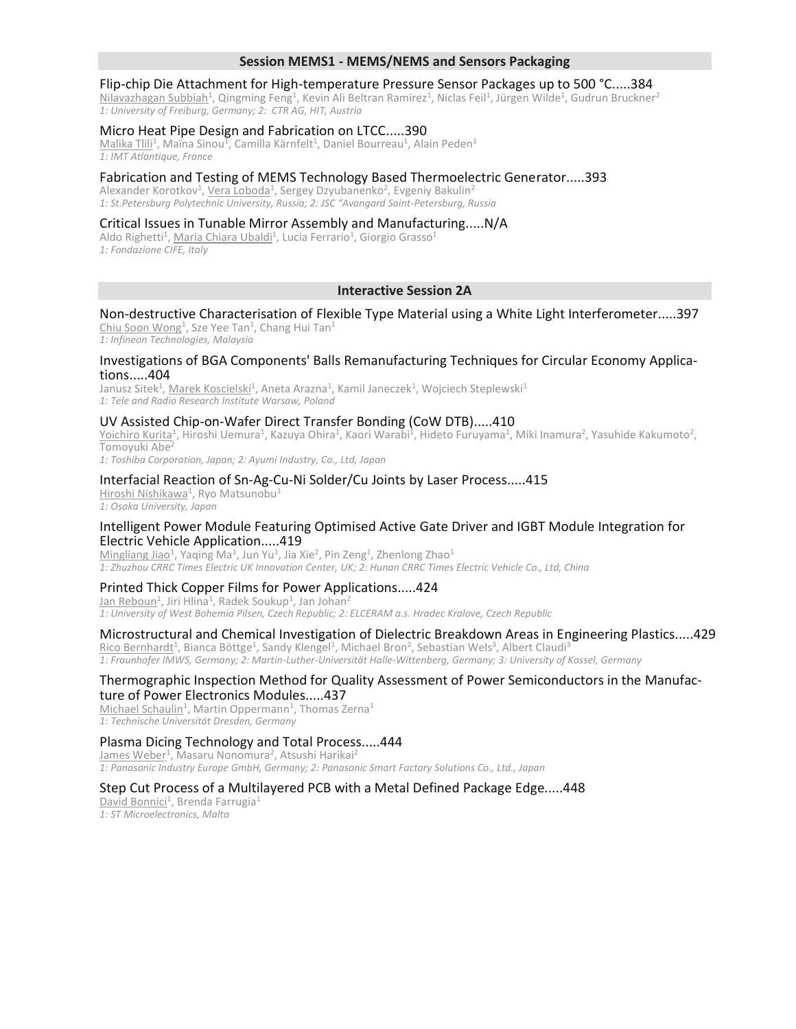## Session MEMS1 - MEMS/NEMS and Sensors Packaging

Flip-chip Die Attachment for High-temperature Pressure Sensor Packages up to 500 °C.....384
Nilavazhagan Subbiah[1], Qingming Feng[1], Kevin Ali Beltran Ramirez[1], Niclas Feil[1], Jürgen Wilde[1], Gudrun Bruckner[2]
*1: University of Freiburg, Germany; 2: CTR AG, HIT, Austria*

Micro Heat Pipe Design and Fabrication on LTCC.....390
Malika Tlili[1], Maïna Sinou[1], Camilla Kärnfelt[1], Daniel Bourreau[1], Alain Peden[1]
*1: IMT Atlantique, France*

Fabrication and Testing of MEMS Technology Based Thermoelectric Generator.....393
Alexander Korotkov[1], Vera Loboda[1], Sergey Dzyubanenko[2], Evgeniy Bakulin[2]
*1: St.Petersburg Polytechnic University, Russia; 2: JSC "Avangard Saint-Petersburg, Russia*

Critical Issues in Tunable Mirror Assembly and Manufacturing.....N/A
Aldo Righetti[1], Maria Chiara Ubaldi[1], Lucia Ferrario[1], Giorgio Grasso[1]
*1: Fondazione CIFE, Italy*

## Interactive Session 2A

Non-destructive Characterisation of Flexible Type Material using a White Light Interferometer.....397
Chiu Soon Wong[1], Sze Yee Tan[1], Chang Hui Tan[1]
*1: Infineon Technologies, Malaysia*

Investigations of BGA Components' Balls Remanufacturing Techniques for Circular Economy Applications.....404
Janusz Sitek[1], Marek Koscielski[1], Aneta Arazna[1], Kamil Janeczek[1], Wojciech Steplewski[1]
*1: Tele and Radio Research Institute Warsaw, Poland*

UV Assisted Chip-on-Wafer Direct Transfer Bonding (CoW DTB).....410
Yoichiro Kurita[1], Hiroshi Uemura[1], Kazuya Ohira[1], Kaori Warabi[1], Hideto Furuyama[1], Miki Inamura[2], Yasuhide Kakumoto[2], Tomoyuki Abe[2]
*1: Toshiba Corporation, Japan; 2: Ayumi Industry, Co., Ltd, Japan*

Interfacial Reaction of Sn-Ag-Cu-Ni Solder/Cu Joints by Laser Process.....415
Hiroshi Nishikawa[1], Ryo Matsunobu[1]
*1: Osaka University, Japan*

Intelligent Power Module Featuring Optimised Active Gate Driver and IGBT Module Integration for Electric Vehicle Application.....419
Mingliang Jiao[1], Yaqing Ma[1], Jun Yu[1], Jia Xie[2], Pin Zeng[1], Zhenlong Zhao[1]
*1: Zhuzhou CRRC Times Electric UK Innovation Center, UK; 2: Hunan CRRC Times Electric Vehicle Co., Ltd, China*

Printed Thick Copper Films for Power Applications.....424
Jan Reboun[1], Jiri Hlina[1], Radek Soukup[1], Jan Johan[2]
*1: University of West Bohemia Pilsen, Czech Republic; 2: ELCERAM a.s. Hradec Kralove, Czech Republic*

Microstructural and Chemical Investigation of Dielectric Breakdown Areas in Engineering Plastics.....429
Rico Bernhardt[1], Bianca Böttge[1], Sandy Klengel[1], Michael Bron[2], Sebastian Wels[3], Albert Claudi[3]
*1: Fraunhofer IMWS, Germany; 2: Martin-Luther-Universität Halle-Wittenberg, Germany; 3: University of Kassel, Germany*

Thermographic Inspection Method for Quality Assessment of Power Semiconductors in the Manufacture of Power Electronics Modules.....437
Michael Schaulin[1], Martin Oppermann[1], Thomas Zerna[1]
*1: Technische Universität Dresden, Germany*

Plasma Dicing Technology and Total Process.....444
James Weber[1], Masaru Nonomura[2], Atsushi Harikai[2]
*1: Panasonic Industry Europe GmbH, Germany; 2: Panasonic Smart Factory Solutions Co., Ltd., Japan*

Step Cut Process of a Multilayered PCB with a Metal Defined Package Edge.....448
David Bonnici[1], Brenda Farrugia[1]
*1: ST Microelectronics, Malta*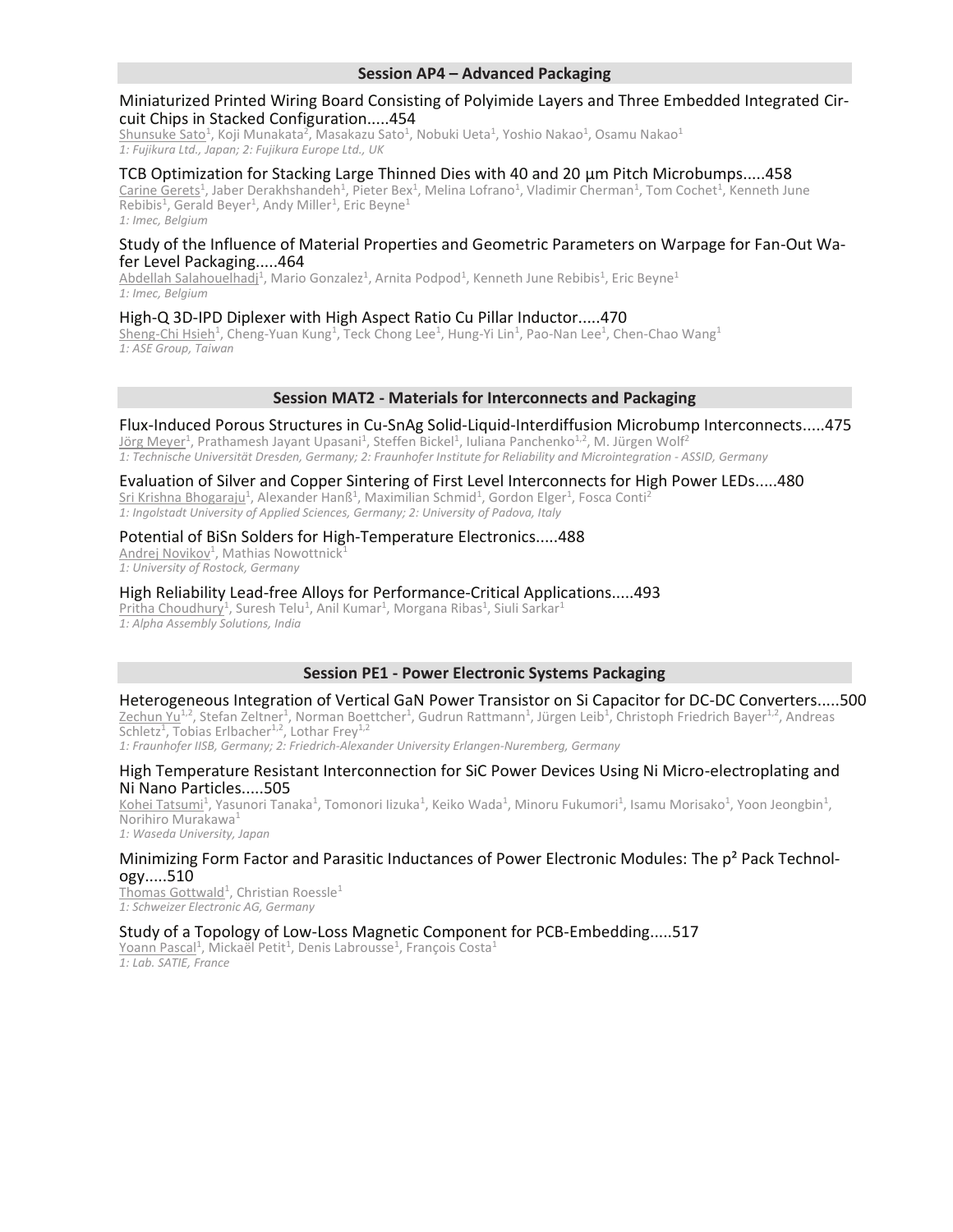## Session AP4 – Advanced Packaging

Miniaturized Printed Wiring Board Consisting of Polyimide Layers and Three Embedded Integrated Circuit Chips in Stacked Configuration.....454
Shunsuke Sato[1], Koji Munakata[2], Masakazu Sato[1], Nobuki Ueta[1], Yoshio Nakao[1], Osamu Nakao[1]
*1: Fujikura Ltd., Japan; 2: Fujikura Europe Ltd., UK*

TCB Optimization for Stacking Large Thinned Dies with 40 and 20 µm Pitch Microbumps.....458
Carine Gerets[1], Jaber Derakhshandeh[1], Pieter Bex[1], Melina Lofrano[1], Vladimir Cherman[1], Tom Cochet[1], Kenneth June Rebibis[1], Gerald Beyer[1], Andy Miller[1], Eric Beyne[1]
*1: Imec, Belgium*

Study of the Influence of Material Properties and Geometric Parameters on Warpage for Fan-Out Wafer Level Packaging.....464
Abdellah Salahouelhadj[1], Mario Gonzalez[1], Arnita Podpod[1], Kenneth June Rebibis[1], Eric Beyne[1]
*1: Imec, Belgium*

High-Q 3D-IPD Diplexer with High Aspect Ratio Cu Pillar Inductor.....470
Sheng-Chi Hsieh[1], Cheng-Yuan Kung[1], Teck Chong Lee[1], Hung-Yi Lin[1], Pao-Nan Lee[1], Chen-Chao Wang[1]
*1: ASE Group, Taiwan*

## Session MAT2 - Materials for Interconnects and Packaging

Flux-Induced Porous Structures in Cu-SnAg Solid-Liquid-Interdiffusion Microbump Interconnects.....475
Jörg Meyer[1], Prathamesh Jayant Upasani[1], Steffen Bickel[1], Iuliana Panchenko[1,2], M. Jürgen Wolf[2]
*1: Technische Universität Dresden, Germany; 2: Fraunhofer Institute for Reliability and Microintegration - ASSID, Germany*

Evaluation of Silver and Copper Sintering of First Level Interconnects for High Power LEDs.....480
Sri Krishna Bhogaraju[1], Alexander Hanß[1], Maximilian Schmid[1], Gordon Elger[1], Fosca Conti[2]
*1: Ingolstadt University of Applied Sciences, Germany; 2: University of Padova, Italy*

Potential of BiSn Solders for High-Temperature Electronics.....488
Andrej Novikov[1], Mathias Nowottnick[1]
*1: University of Rostock, Germany*

High Reliability Lead-free Alloys for Performance-Critical Applications.....493
Pritha Choudhury[1], Suresh Telu[1], Anil Kumar[1], Morgana Ribas[1], Siuli Sarkar[1]
*1: Alpha Assembly Solutions, India*

## Session PE1 - Power Electronic Systems Packaging

Heterogeneous Integration of Vertical GaN Power Transistor on Si Capacitor for DC-DC Converters.....500
Zechun Yu[1,2], Stefan Zeltner[1], Norman Boettcher[1], Gudrun Rattmann[1], Jürgen Leib[1], Christoph Friedrich Bayer[1,2], Andreas Schletz[1], Tobias Erlbacher[1,2], Lothar Frey[1,2]
*1: Fraunhofer IISB, Germany; 2: Friedrich-Alexander University Erlangen-Nuremberg, Germany*

High Temperature Resistant Interconnection for SiC Power Devices Using Ni Micro-electroplating and Ni Nano Particles.....505
Kohei Tatsumi[1], Yasunori Tanaka[1], Tomonori Iizuka[1], Keiko Wada[1], Minoru Fukumori[1], Isamu Morisako[1], Yoon Jeongbin[1], Norihiro Murakawa[1]
*1: Waseda University, Japan*

Minimizing Form Factor and Parasitic Inductances of Power Electronic Modules: The p² Pack Technology.....510
Thomas Gottwald[1], Christian Roessle[1]
*1: Schweizer Electronic AG, Germany*

Study of a Topology of Low-Loss Magnetic Component for PCB-Embedding.....517
Yoann Pascal[1], Mickaël Petit[1], Denis Labrousse[1], François Costa[1]
*1: Lab. SATIE, France*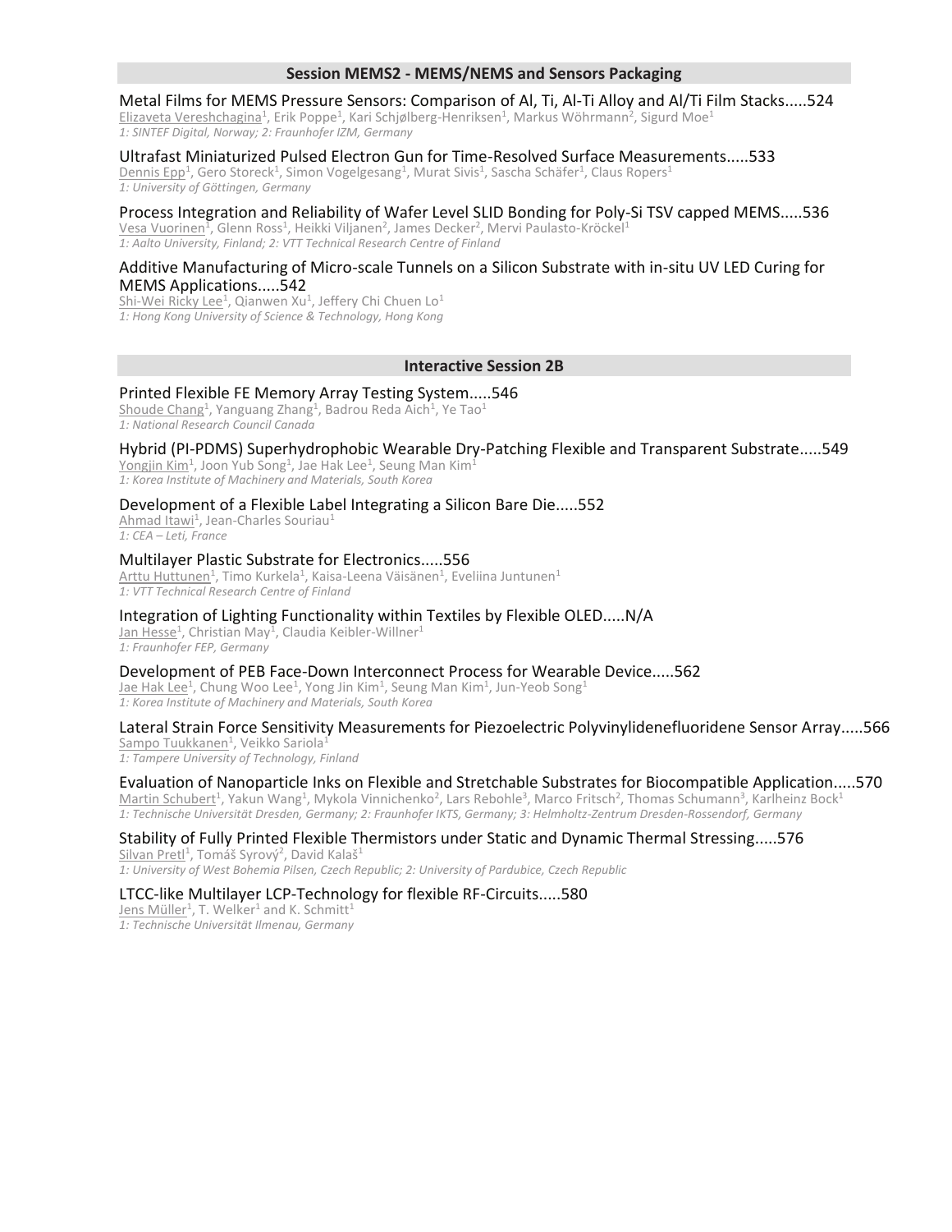## Session MEMS2 - MEMS/NEMS and Sensors Packaging

Metal Films for MEMS Pressure Sensors: Comparison of Al, Ti, Al-Ti Alloy and Al/Ti Film Stacks.....524
Elizaveta Vereshchagina[1], Erik Poppe[1], Kari Schjølberg-Henriksen[1], Markus Wöhrmann[2], Sigurd Moe[1]
*1: SINTEF Digital, Norway; 2: Fraunhofer IZM, Germany*

Ultrafast Miniaturized Pulsed Electron Gun for Time-Resolved Surface Measurements.....533
Dennis Epp[1], Gero Storeck[1], Simon Vogelgesang[1], Murat Sivis[1], Sascha Schäfer[1], Claus Ropers[1]
*1: University of Göttingen, Germany*

Process Integration and Reliability of Wafer Level SLID Bonding for Poly-Si TSV capped MEMS.....536
Vesa Vuorinen[1], Glenn Ross[1], Heikki Viljanen[2], James Decker[2], Mervi Paulasto-Kröckel[1]
*1: Aalto University, Finland; 2: VTT Technical Research Centre of Finland*

Additive Manufacturing of Micro-scale Tunnels on a Silicon Substrate with in-situ UV LED Curing for MEMS Applications.....542
Shi-Wei Ricky Lee[1], Qianwen Xu[1], Jeffery Chi Chuen Lo[1]
*1: Hong Kong University of Science & Technology, Hong Kong*

## Interactive Session 2B

Printed Flexible FE Memory Array Testing System.....546
Shoude Chang[1], Yanguang Zhang[1], Badrou Reda Aich[1], Ye Tao[1]
*1: National Research Council Canada*

Hybrid (PI-PDMS) Superhydrophobic Wearable Dry-Patching Flexible and Transparent Substrate.....549
Yongjin Kim[1], Joon Yub Song[1], Jae Hak Lee[1], Seung Man Kim[1]
*1: Korea Institute of Machinery and Materials, South Korea*

Development of a Flexible Label Integrating a Silicon Bare Die.....552
Ahmad Itawi[1], Jean-Charles Souriau[1]
*1: CEA – Leti, France*

Multilayer Plastic Substrate for Electronics.....556
Arttu Huttunen[1], Timo Kurkela[1], Kaisa-Leena Väisänen[1], Eveliina Juntunen[1]
*1: VTT Technical Research Centre of Finland*

Integration of Lighting Functionality within Textiles by Flexible OLED.....N/A
Jan Hesse[1], Christian May[1], Claudia Keibler-Willner[1]
*1: Fraunhofer FEP, Germany*

Development of PEB Face-Down Interconnect Process for Wearable Device.....562
Jae Hak Lee[1], Chung Woo Lee[1], Yong Jin Kim[1], Seung Man Kim[1], Jun-Yeob Song[1]
*1: Korea Institute of Machinery and Materials, South Korea*

Lateral Strain Force Sensitivity Measurements for Piezoelectric Polyvinylidenefluoridene Sensor Array.....566
Sampo Tuukkanen[1], Veikko Sariola[1]
*1: Tampere University of Technology, Finland*

Evaluation of Nanoparticle Inks on Flexible and Stretchable Substrates for Biocompatible Application.....570
Martin Schubert[1], Yakun Wang[1], Mykola Vinnichenko[2], Lars Rebohle[3], Marco Fritsch[2], Thomas Schumann[3], Karlheinz Bock[1]
*1: Technische Universität Dresden, Germany; 2: Fraunhofer IKTS, Germany; 3: Helmholtz-Zentrum Dresden-Rossendorf, Germany*

Stability of Fully Printed Flexible Thermistors under Static and Dynamic Thermal Stressing.....576
Silvan Pretl[1], Tomáš Syrový[2], David Kalaš[1]
*1: University of West Bohemia Pilsen, Czech Republic; 2: University of Pardubice, Czech Republic*

LTCC-like Multilayer LCP-Technology for flexible RF-Circuits.....580
Jens Müller[1], T. Welker[1] and K. Schmitt[1]
*1: Technische Universität Ilmenau, Germany*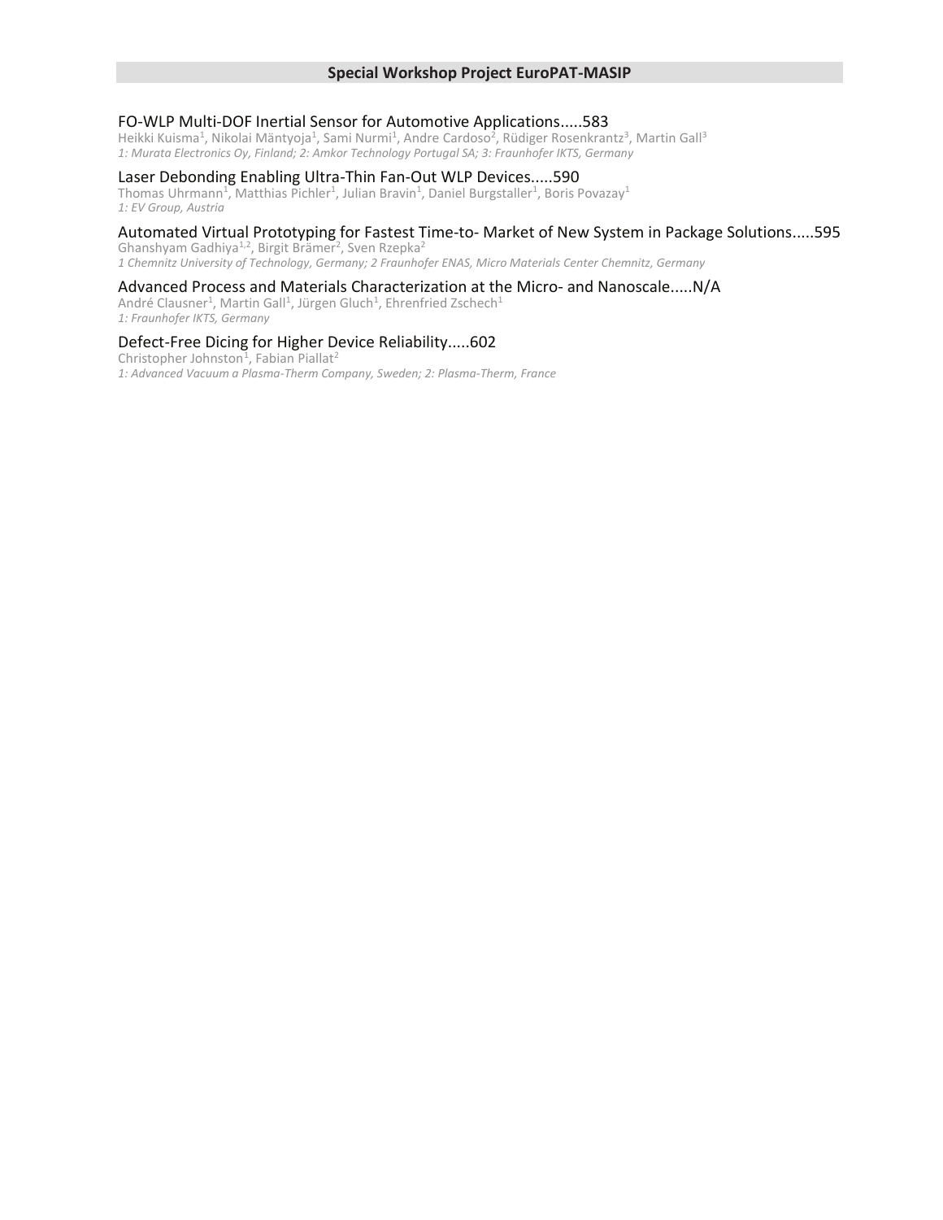## Special Workshop Project EuroPAT-MASIP

FO-WLP Multi-DOF Inertial Sensor for Automotive Applications.....583
Heikki Kuisma[1], Nikolai Mäntyoja[1], Sami Nurmi[1], Andre Cardoso[2], Rüdiger Rosenkrantz[3], Martin Gall[3]
*1: Murata Electronics Oy, Finland; 2: Amkor Technology Portugal SA; 3: Fraunhofer IKTS, Germany*

Laser Debonding Enabling Ultra-Thin Fan-Out WLP Devices.....590
Thomas Uhrmann[1], Matthias Pichler[1], Julian Bravin[1], Daniel Burgstaller[1], Boris Povazay[1]
*1: EV Group, Austria*

Automated Virtual Prototyping for Fastest Time-to- Market of New System in Package Solutions.....595
Ghanshyam Gadhiya[1,2], Birgit Brämer[2], Sven Rzepka[2]
*1 Chemnitz University of Technology, Germany; 2 Fraunhofer ENAS, Micro Materials Center Chemnitz, Germany*

Advanced Process and Materials Characterization at the Micro- and Nanoscale.....N/A
André Clausner[1], Martin Gall[1], Jürgen Gluch[1], Ehrenfried Zschech[1]
*1: Fraunhofer IKTS, Germany*

Defect-Free Dicing for Higher Device Reliability.....602
Christopher Johnston[1], Fabian Piallat[2]
*1: Advanced Vacuum a Plasma-Therm Company, Sweden; 2: Plasma-Therm, France*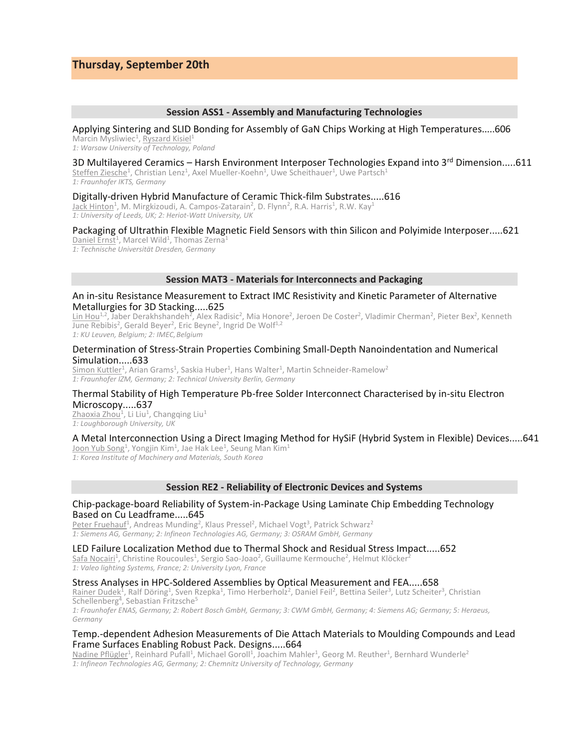## Thursday, September 20th

### Session ASS1 - Assembly and Manufacturing Technologies

Applying Sintering and SLID Bonding for Assembly of GaN Chips Working at High Temperatures.....606
Marcin Mysliwiec[1], Ryszard Kisiel[1]
*1: Warsaw University of Technology, Poland*

3D Multilayered Ceramics – Harsh Environment Interposer Technologies Expand into 3rd Dimension.....611
Steffen Ziesche[1], Christian Lenz[1], Axel Mueller-Koehn[1], Uwe Scheithauer[1], Uwe Partsch[1]
*1: Fraunhofer IKTS, Germany*

Digitally-driven Hybrid Manufacture of Ceramic Thick-film Substrates.....616
Jack Hinton[1], M. Mirgkizoudi, A. Campos-Zatarain[2], D. Flynn[2], R.A. Harris[1], R.W. Kay[1]
*1: University of Leeds, UK; 2: Heriot-Watt University, UK*

Packaging of Ultrathin Flexible Magnetic Field Sensors with thin Silicon and Polyimide Interposer.....621
Daniel Ernst[1], Marcel Wild[1], Thomas Zerna[1]
*1: Technische Universität Dresden, Germany*

### Session MAT3 - Materials for Interconnects and Packaging

An in-situ Resistance Measurement to Extract IMC Resistivity and Kinetic Parameter of Alternative Metallurgies for 3D Stacking.....625
Lin Hou[1,2], Jaber Derakhshandeh[2], Alex Radisic[2], Mia Honore[2], Jeroen De Coster[2], Vladimir Cherman[2], Pieter Bex[2], Kenneth June Rebibis[2], Gerald Beyer[2], Eric Beyne[2], Ingrid De Wolf[1,2]
*1: KU Leuven, Belgium; 2: IMEC, Belgium*

Determination of Stress-Strain Properties Combining Small-Depth Nanoindentation and Numerical Simulation.....633
Simon Kuttler[1], Arian Grams[1], Saskia Huber[1], Hans Walter[1], Martin Schneider-Ramelow[2]
*1: Fraunhofer IZM, Germany; 2: Technical University Berlin, Germany*

Thermal Stability of High Temperature Pb-free Solder Interconnect Characterised by in-situ Electron Microscopy.....637
Zhaoxia Zhou[1], Li Liu[1], Changqing Liu[1]
*1: Loughborough University, UK*

A Metal Interconnection Using a Direct Imaging Method for HySiF (Hybrid System in Flexible) Devices.....641
Joon Yub Song[1], Yongjin Kim[1], Jae Hak Lee[1], Seung Man Kim[1]
*1: Korea Institute of Machinery and Materials, South Korea*

### Session RE2 - Reliability of Electronic Devices and Systems

Chip-package-board Reliability of System-in-Package Using Laminate Chip Embedding Technology Based on Cu Leadframe.....645
Peter Fruehauf[1], Andreas Munding[2], Klaus Pressel[2], Michael Vogt[3], Patrick Schwarz[2]
*1: Siemens AG, Germany; 2: Infineon Technologies AG, Germany; 3: OSRAM GmbH, Germany*

LED Failure Localization Method due to Thermal Shock and Residual Stress Impact.....652
Safa Nocairi[1], Christine Roucoules[1], Sergio Sao-Joao[2], Guillaume Kermouche[2], Helmut Klöcker[2]
*1: Valeo lighting Systems, France; 2: University Lyon, France*

Stress Analyses in HPC-Soldered Assemblies by Optical Measurement and FEA.....658
Rainer Dudek[1], Ralf Döring[1], Sven Rzepka[1], Timo Herberholz[2], Daniel Feil[2], Bettina Seiler[3], Lutz Scheiter[3], Christian Schellenberg[4], Sebastian Fritzsche[5]
*1: Fraunhofer ENAS, Germany; 2: Robert Bosch GmbH, Germany; 3: CWM GmbH, Germany; 4: Siemens AG; Germany; 5: Heraeus, Germany*

Temp.-dependent Adhesion Measurements of Die Attach Materials to Moulding Compounds and Lead Frame Surfaces Enabling Robust Pack. Designs.....664
Nadine Pflügler[1], Reinhard Pufall[1], Michael Goroll[1], Joachim Mahler[1], Georg M. Reuther[1], Bernhard Wunderle[2]
*1: Infineon Technologies AG, Germany; 2: Chemnitz University of Technology, Germany*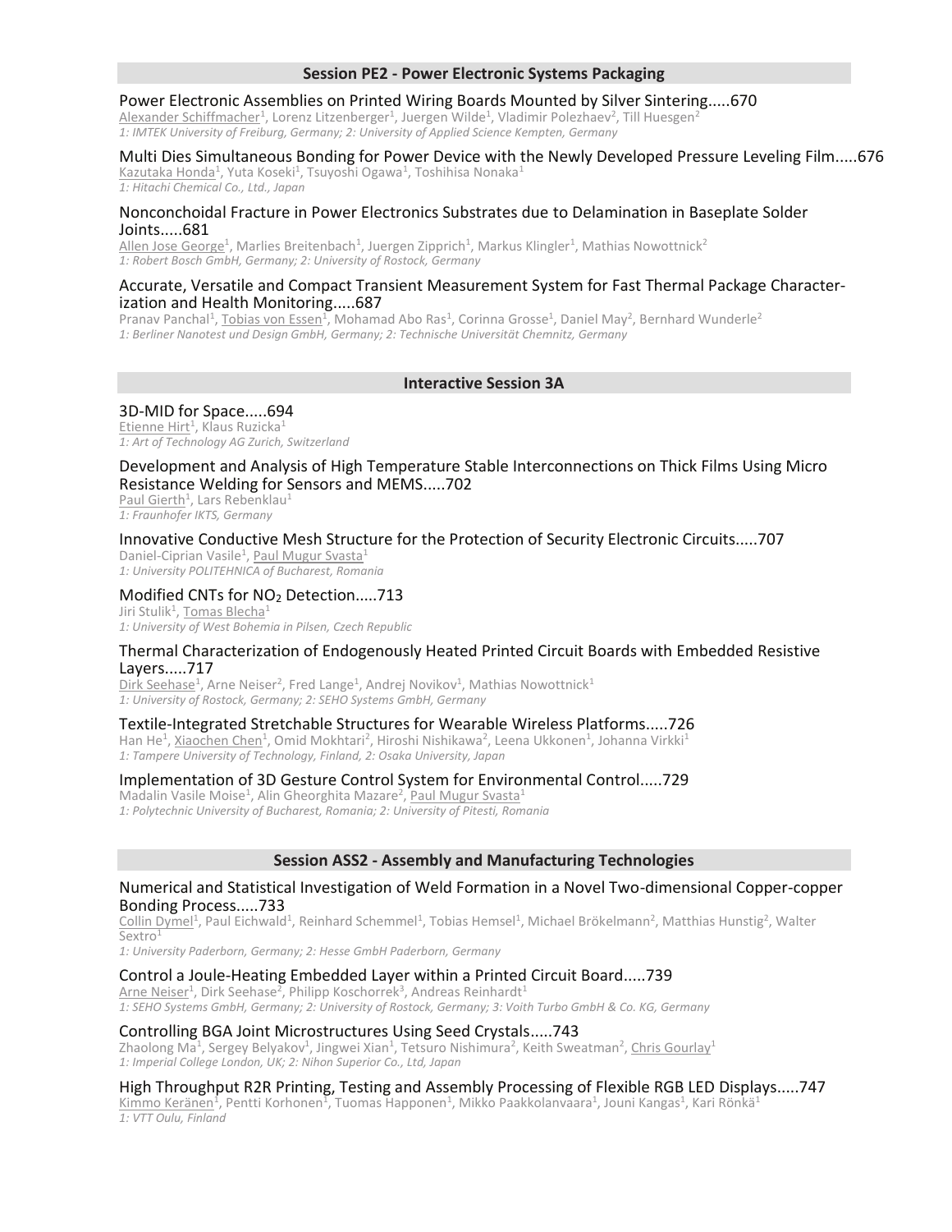## Session PE2 - Power Electronic Systems Packaging

Power Electronic Assemblies on Printed Wiring Boards Mounted by Silver Sintering.....670
Alexander Schiffmacher[1], Lorenz Litzenberger[1], Juergen Wilde[1], Vladimir Polezhaev[2], Till Huesgen[2]
*1: IMTEK University of Freiburg, Germany; 2: University of Applied Science Kempten, Germany*

Multi Dies Simultaneous Bonding for Power Device with the Newly Developed Pressure Leveling Film.....676
Kazutaka Honda[1], Yuta Koseki[1], Tsuyoshi Ogawa[1], Toshihisa Nonaka[1]
*1: Hitachi Chemical Co., Ltd., Japan*

Nonconchoidal Fracture in Power Electronics Substrates due to Delamination in Baseplate Solder Joints.....681
Allen Jose George[1], Marlies Breitenbach[1], Juergen Zipprich[1], Markus Klingler[1], Mathias Nowottnick[2]
*1: Robert Bosch GmbH, Germany; 2: University of Rostock, Germany*

Accurate, Versatile and Compact Transient Measurement System for Fast Thermal Package Characterization and Health Monitoring.....687
Pranav Panchal[1], Tobias von Essen[1], Mohamad Abo Ras[1], Corinna Grosse[1], Daniel May[2], Bernhard Wunderle[2]
*1: Berliner Nanotest und Design GmbH, Germany; 2: Technische Universität Chemnitz, Germany*

## Interactive Session 3A

3D-MID for Space.....694
Etienne Hirt[1], Klaus Ruzicka[1]
*1: Art of Technology AG Zurich, Switzerland*

Development and Analysis of High Temperature Stable Interconnections on Thick Films Using Micro Resistance Welding for Sensors and MEMS.....702
Paul Gierth[1], Lars Rebenklau[1]
*1: Fraunhofer IKTS, Germany*

Innovative Conductive Mesh Structure for the Protection of Security Electronic Circuits.....707
Daniel-Ciprian Vasile[1], Paul Mugur Svasta[1]
*1: University POLITEHNICA of Bucharest, Romania*

Modified CNTs for $NO_2$ Detection.....713
Jiri Stulik[1], Tomas Blecha[1]
*1: University of West Bohemia in Pilsen, Czech Republic*

Thermal Characterization of Endogenously Heated Printed Circuit Boards with Embedded Resistive Layers.....717
Dirk Seehase[1], Arne Neiser[2], Fred Lange[1], Andrej Novikov[1], Mathias Nowottnick[1]
*1: University of Rostock, Germany; 2: SEHO Systems GmbH, Germany*

Textile-Integrated Stretchable Structures for Wearable Wireless Platforms.....726
Han He[1], Xiaochen Chen[1], Omid Mokhtari[2], Hiroshi Nishikawa[2], Leena Ukkonen[1], Johanna Virkki[1]
*1: Tampere University of Technology, Finland, 2: Osaka University, Japan*

Implementation of 3D Gesture Control System for Environmental Control.....729
Madalin Vasile Moise[1], Alin Gheorghita Mazare[2], Paul Mugur Svasta[1]
*1: Polytechnic University of Bucharest, Romania; 2: University of Pitesti, Romania*

## Session ASS2 - Assembly and Manufacturing Technologies

Numerical and Statistical Investigation of Weld Formation in a Novel Two-dimensional Copper-copper Bonding Process.....733
Collin Dymel[1], Paul Eichwald[1], Reinhard Schemmel[1], Tobias Hemsel[1], Michael Brökelmann[2], Matthias Hunstig[2], Walter Sextro[1]
*1: University Paderborn, Germany; 2: Hesse GmbH Paderborn, Germany*

Control a Joule-Heating Embedded Layer within a Printed Circuit Board.....739
Arne Neiser[1], Dirk Seehase[2], Philipp Koschorrek[3], Andreas Reinhardt[1]
*1: SEHO Systems GmbH, Germany; 2: University of Rostock, Germany; 3: Voith Turbo GmbH & Co. KG, Germany*

Controlling BGA Joint Microstructures Using Seed Crystals.....743
Zhaolong Ma[1], Sergey Belyakov[1], Jingwei Xian[1], Tetsuro Nishimura[2], Keith Sweatman[2], Chris Gourlay[1]
*1: Imperial College London, UK; 2: Nihon Superior Co., Ltd, Japan*

High Throughput R2R Printing, Testing and Assembly Processing of Flexible RGB LED Displays.....747
Kimmo Keränen[1], Pentti Korhonen[1], Tuomas Happonen[1], Mikko Paakkolanvaara[1], Jouni Kangas[1], Kari Rönkä[1]
*1: VTT Oulu, Finland*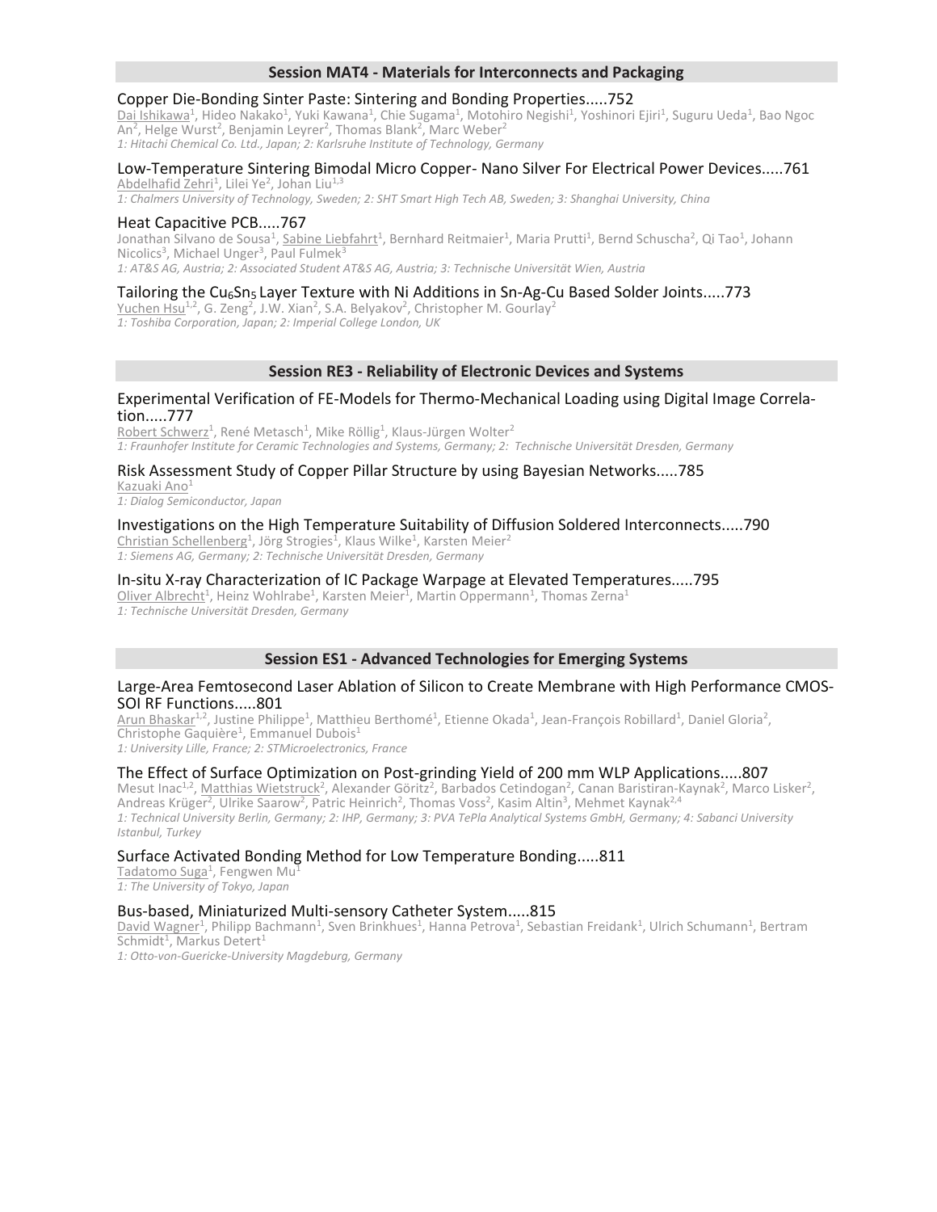## Session MAT4 - Materials for Interconnects and Packaging

### Copper Die-Bonding Sinter Paste: Sintering and Bonding Properties.....752

Dai Ishikawa[1], Hideo Nakako[1], Yuki Kawana[1], Chie Sugama[1], Motohiro Negishi[1], Yoshinori Ejiri[1], Suguru Ueda[1], Bao Ngoc An[2], Helge Wurst[2], Benjamin Leyrer[2], Thomas Blank[2], Marc Weber[2]

*1: Hitachi Chemical Co. Ltd., Japan; 2: Karlsruhe Institute of Technology, Germany*

### Low-Temperature Sintering Bimodal Micro Copper- Nano Silver For Electrical Power Devices.....761

Abdelhafid Zehri[1], Lilei Ye[2], Johan Liu[1,3]

*1: Chalmers University of Technology, Sweden; 2: SHT Smart High Tech AB, Sweden; 3: Shanghai University, China*

### Heat Capacitive PCB.....767

Jonathan Silvano de Sousa[1], Sabine Liebfahrt[1], Bernhard Reitmaier[1], Maria Prutti[1], Bernd Schuscha[2], Qi Tao[1], Johann Nicolics[3], Michael Unger[3], Paul Fulmek[3]

*1: AT&S AG, Austria; 2: Associated Student AT&S AG, Austria; 3: Technische Universität Wien, Austria*

### Tailoring the $Cu_6Sn_5$ Layer Texture with Ni Additions in Sn-Ag-Cu Based Solder Joints.....773

Yuchen Hsu[1,2], G. Zeng[2], J.W. Xian[2], S.A. Belyakov[2], Christopher M. Gourlay[2]

*1: Toshiba Corporation, Japan; 2: Imperial College London, UK*

## Session RE3 - Reliability of Electronic Devices and Systems

### Experimental Verification of FE-Models for Thermo-Mechanical Loading using Digital Image Correlation.....777

Robert Schwerz[1], René Metasch[1], Mike Röllig[1], Klaus-Jürgen Wolter[2]

*1: Fraunhofer Institute for Ceramic Technologies and Systems, Germany; 2: Technische Universität Dresden, Germany*

### Risk Assessment Study of Copper Pillar Structure by using Bayesian Networks.....785

Kazuaki Ano[1]

*1: Dialog Semiconductor, Japan*

### Investigations on the High Temperature Suitability of Diffusion Soldered Interconnects.....790

Christian Schellenberg[1], Jörg Strogies[1], Klaus Wilke[1], Karsten Meier[2]

*1: Siemens AG, Germany; 2: Technische Universität Dresden, Germany*

### In-situ X-ray Characterization of IC Package Warpage at Elevated Temperatures.....795

Oliver Albrecht[1], Heinz Wohlrabe[1], Karsten Meier[1], Martin Oppermann[1], Thomas Zerna[1]

*1: Technische Universität Dresden, Germany*

## Session ES1 - Advanced Technologies for Emerging Systems

### Large-Area Femtosecond Laser Ablation of Silicon to Create Membrane with High Performance CMOS-SOI RF Functions.....801

Arun Bhaskar[1,2], Justine Philippe[1], Matthieu Berthomé[1], Etienne Okada[1], Jean-François Robillard[1], Daniel Gloria[2], Christophe Gaquière[1], Emmanuel Dubois[1]

*1: University Lille, France; 2: STMicroelectronics, France*

### The Effect of Surface Optimization on Post-grinding Yield of 200 mm WLP Applications.....807

Mesut Inac[1,2], Matthias Wietstruck[2], Alexander Göritz[2], Barbados Cetindogan[2], Canan Baristiran-Kaynak[2], Marco Lisker[2], Andreas Krüger[2], Ulrike Saarow[2], Patric Heinrich[2], Thomas Voss[2], Kasim Altin[3], Mehmet Kaynak[2,4]

*1: Technical University Berlin, Germany; 2: IHP, Germany; 3: PVA TePla Analytical Systems GmbH, Germany; 4: Sabanci University Istanbul, Turkey*

### Surface Activated Bonding Method for Low Temperature Bonding.....811

Tadatomo Suga[1], Fengwen Mu[1]

*1: The University of Tokyo, Japan*

### Bus-based, Miniaturized Multi-sensory Catheter System.....815

David Wagner[1], Philipp Bachmann[1], Sven Brinkhues[1], Hanna Petrova[1], Sebastian Freidank[1], Ulrich Schumann[1], Bertram Schmidt[1], Markus Detert[1]

*1: Otto-von-Guericke-University Magdeburg, Germany*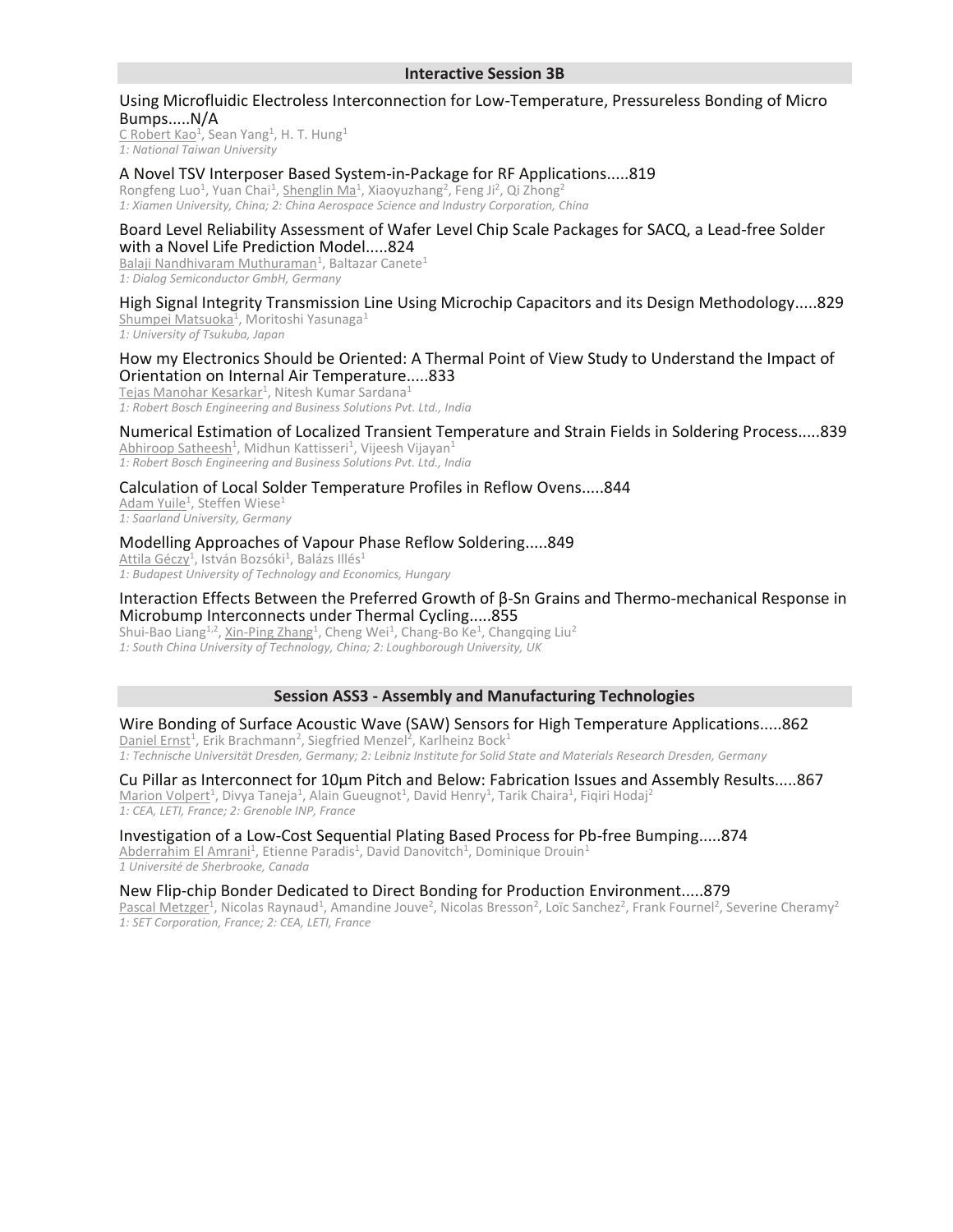## Interactive Session 3B

Using Microfluidic Electroless Interconnection for Low-Temperature, Pressureless Bonding of Micro Bumps.....N/A
C Robert Kao[1], Sean Yang[1], H. T. Hung[1]
*1: National Taiwan University*

A Novel TSV Interposer Based System-in-Package for RF Applications.....819
Rongfeng Luo[1], Yuan Chai[1], Shenglin Ma[1], Xiaoyuzhang[2], Feng Ji[2], Qi Zhong[2]
*1: Xiamen University, China; 2: China Aerospace Science and Industry Corporation, China*

Board Level Reliability Assessment of Wafer Level Chip Scale Packages for SACQ, a Lead-free Solder with a Novel Life Prediction Model.....824
Balaji Nandhivaram Muthuraman[1], Baltazar Canete[1]
*1: Dialog Semiconductor GmbH, Germany*

High Signal Integrity Transmission Line Using Microchip Capacitors and its Design Methodology.....829
Shumpei Matsuoka[1], Moritoshi Yasunaga[1]
*1: University of Tsukuba, Japan*

How my Electronics Should be Oriented: A Thermal Point of View Study to Understand the Impact of Orientation on Internal Air Temperature.....833
Tejas Manohar Kesarkar[1], Nitesh Kumar Sardana[1]
*1: Robert Bosch Engineering and Business Solutions Pvt. Ltd., India*

Numerical Estimation of Localized Transient Temperature and Strain Fields in Soldering Process.....839
Abhiroop Satheesh[1], Midhun Kattisseri[1], Vijeesh Vijayan[1]
*1: Robert Bosch Engineering and Business Solutions Pvt. Ltd., India*

Calculation of Local Solder Temperature Profiles in Reflow Ovens.....844
Adam Yuile[1], Steffen Wiese[1]
*1: Saarland University, Germany*

Modelling Approaches of Vapour Phase Reflow Soldering.....849
Attila Géczy[1], István Bozsóki[1], Balázs Illés[1]
*1: Budapest University of Technology and Economics, Hungary*

Interaction Effects Between the Preferred Growth of β-Sn Grains and Thermo-mechanical Response in Microbump Interconnects under Thermal Cycling.....855
Shui-Bao Liang[1,2], Xin-Ping Zhang[1], Cheng Wei[1], Chang-Bo Ke[1], Changqing Liu[2]
*1: South China University of Technology, China; 2: Loughborough University, UK*

## Session ASS3 - Assembly and Manufacturing Technologies

Wire Bonding of Surface Acoustic Wave (SAW) Sensors for High Temperature Applications.....862
Daniel Ernst[1], Erik Brachmann[2], Siegfried Menzel[2], Karlheinz Bock[1]
*1: Technische Universität Dresden, Germany; 2: Leibniz Institute for Solid State and Materials Research Dresden, Germany*

Cu Pillar as Interconnect for 10µm Pitch and Below: Fabrication Issues and Assembly Results.....867
Marion Volpert[1], Divya Taneja[1], Alain Gueugnot[1], David Henry[1], Tarik Chaira[1], Fiqiri Hodaj[2]
*1: CEA, LETI, France; 2: Grenoble INP, France*

Investigation of a Low-Cost Sequential Plating Based Process for Pb-free Bumping.....874
Abderrahim El Amrani[1], Etienne Paradis[1], David Danovitch[1], Dominique Drouin[1]
*1 Université de Sherbrooke, Canada*

New Flip-chip Bonder Dedicated to Direct Bonding for Production Environment.....879
Pascal Metzger[1], Nicolas Raynaud[1], Amandine Jouve[2], Nicolas Bresson[2], Loïc Sanchez[2], Frank Fournel[2], Severine Cheramy[2]
*1: SET Corporation, France; 2: CEA, LETI, France*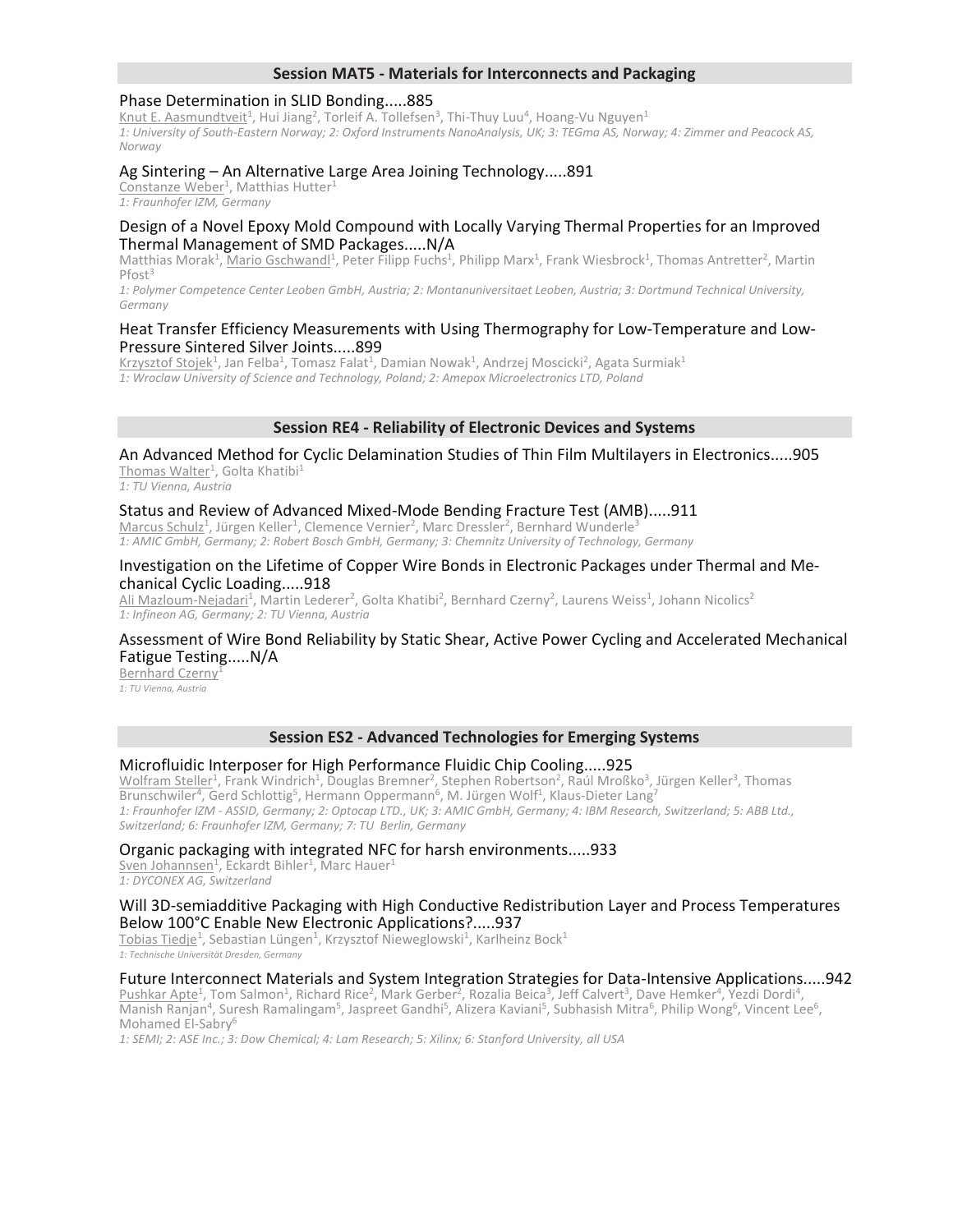## Session MAT5 - Materials for Interconnects and Packaging

### Phase Determination in SLID Bonding.....885

Knut E. Aasmundtveit[1], Hui Jiang[2], Torleif A. Tollefsen[3], Thi-Thuy Luu[4], Hoang-Vu Nguyen[1]

*1: University of South-Eastern Norway; 2: Oxford Instruments NanoAnalysis, UK; 3: TEGma AS, Norway; 4: Zimmer and Peacock AS, Norway*

### Ag Sintering – An Alternative Large Area Joining Technology.....891

Constanze Weber[1], Matthias Hutter[1]

*1: Fraunhofer IZM, Germany*

### Design of a Novel Epoxy Mold Compound with Locally Varying Thermal Properties for an Improved Thermal Management of SMD Packages.....N/A

Matthias Morak[1], Mario Gschwandl[1], Peter Filipp Fuchs[1], Philipp Marx[1], Frank Wiesbrock[1], Thomas Antretter[2], Martin Pfost[3]

*1: Polymer Competence Center Leoben GmbH, Austria; 2: Montanuniversitaet Leoben, Austria; 3: Dortmund Technical University, Germany*

### Heat Transfer Efficiency Measurements with Using Thermography for Low-Temperature and Low-Pressure Sintered Silver Joints.....899

Krzysztof Stojek[1], Jan Felba[1], Tomasz Falat[1], Damian Nowak[1], Andrzej Moscicki[2], Agata Surmiak[1]

*1: Wroclaw University of Science and Technology, Poland; 2: Amepox Microelectronics LTD, Poland*

## Session RE4 - Reliability of Electronic Devices and Systems

### An Advanced Method for Cyclic Delamination Studies of Thin Film Multilayers in Electronics.....905

Thomas Walter[1], Golta Khatibi[1]

*1: TU Vienna, Austria*

### Status and Review of Advanced Mixed-Mode Bending Fracture Test (AMB).....911

Marcus Schulz[1], Jürgen Keller[1], Clemence Vernier[2], Marc Dressler[2], Bernhard Wunderle[3]

*1: AMIC GmbH, Germany; 2: Robert Bosch GmbH, Germany; 3: Chemnitz University of Technology, Germany*

### Investigation on the Lifetime of Copper Wire Bonds in Electronic Packages under Thermal and Mechanical Cyclic Loading.....918

Ali Mazloum-Nejadari[1], Martin Lederer[2], Golta Khatibi[2], Bernhard Czerny[2], Laurens Weiss[1], Johann Nicolics[2]

*1: Infineon AG, Germany; 2: TU Vienna, Austria*

### Assessment of Wire Bond Reliability by Static Shear, Active Power Cycling and Accelerated Mechanical Fatigue Testing.....N/A

Bernhard Czerny[1]

*1: TU Vienna, Austria*

## Session ES2 - Advanced Technologies for Emerging Systems

### Microfluidic Interposer for High Performance Fluidic Chip Cooling.....925

Wolfram Steller[1], Frank Windrich[1], Douglas Bremner[2], Stephen Robertson[2], Raúl Mroßko[3], Jürgen Keller[3], Thomas Brunschwiler[4], Gerd Schlottig[5], Hermann Oppermann[6], M. Jürgen Wolf[1], Klaus-Dieter Lang[7]

*1: Fraunhofer IZM - ASSID, Germany; 2: Optocap LTD., UK; 3: AMIC GmbH, Germany; 4: IBM Research, Switzerland; 5: ABB Ltd., Switzerland; 6: Fraunhofer IZM, Germany; 7: TU Berlin, Germany*

### Organic packaging with integrated NFC for harsh environments.....933

Sven Johannsen[1], Eckardt Bihler[1], Marc Hauer[1]

*1: DYCONEX AG, Switzerland*

### Will 3D-semiadditive Packaging with High Conductive Redistribution Layer and Process Temperatures Below 100°C Enable New Electronic Applications?.....937

Tobias Tiedje[1], Sebastian Lüngen[1], Krzysztof Nieweglowski[1], Karlheinz Bock[1]

*1: Technische Universität Dresden, Germany*

### Future Interconnect Materials and System Integration Strategies for Data-Intensive Applications.....942

Pushkar Apte[1], Tom Salmon[1], Richard Rice[2], Mark Gerber[2], Rozalia Beica[3], Jeff Calvert[3], Dave Hemker[4], Yezdi Dordi[4], Manish Ranjan[4], Suresh Ramalingam[5], Jaspreet Gandhi[5], Alizera Kaviani[5], Subhasish Mitra[6], Philip Wong[6], Vincent Lee[6], Mohamed El-Sabry[6]

*1: SEMI; 2: ASE Inc.; 3: Dow Chemical; 4: Lam Research; 5: Xilinx; 6: Stanford University, all USA*